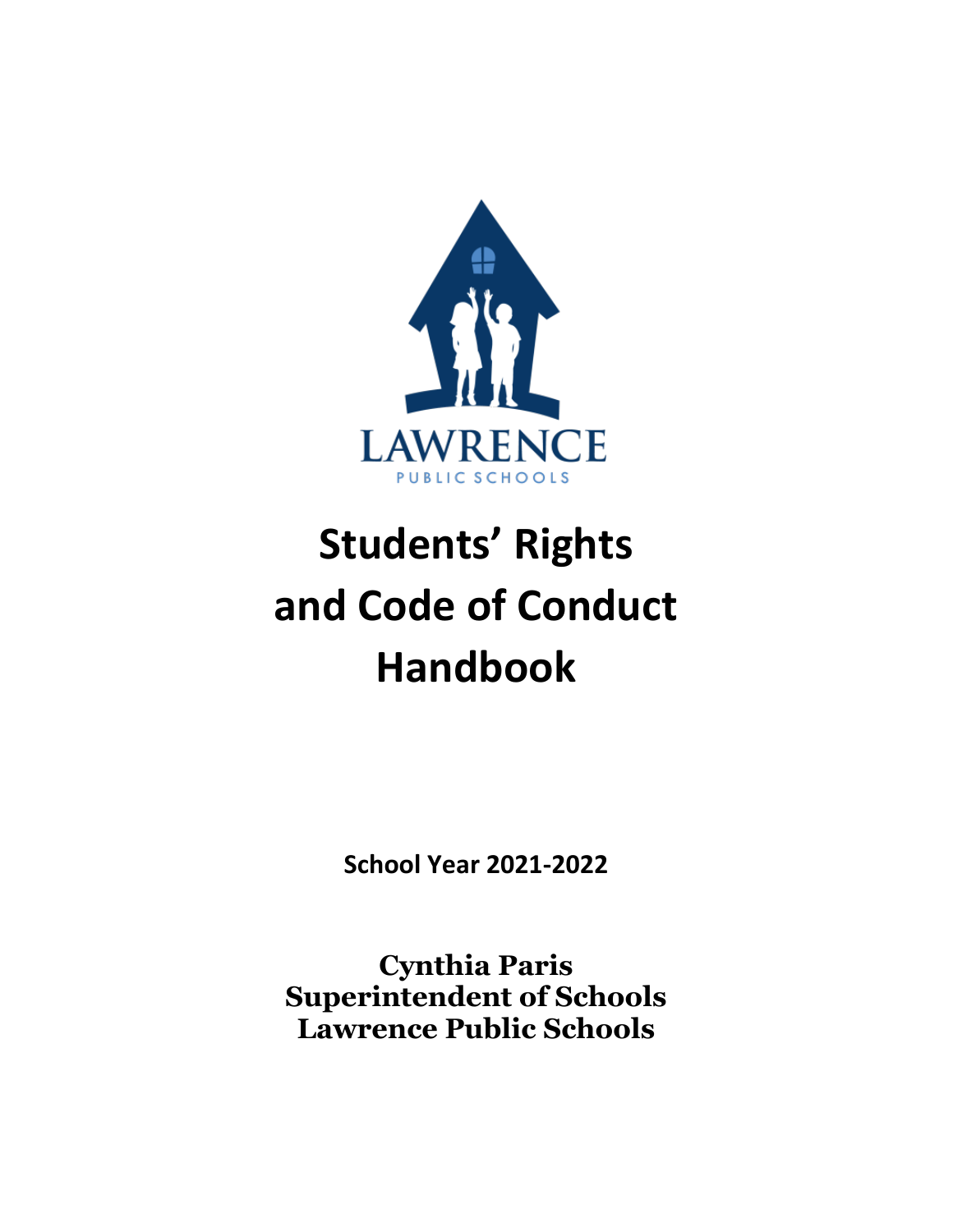LAWRENCE

PUBLIC SCHOOLS

# Students' Rights and Code of Conduct Handbook

**School Year 2021-2022**

**Cynthia Paris**
**Superintendent of Schools**
**Lawrence Public Schools**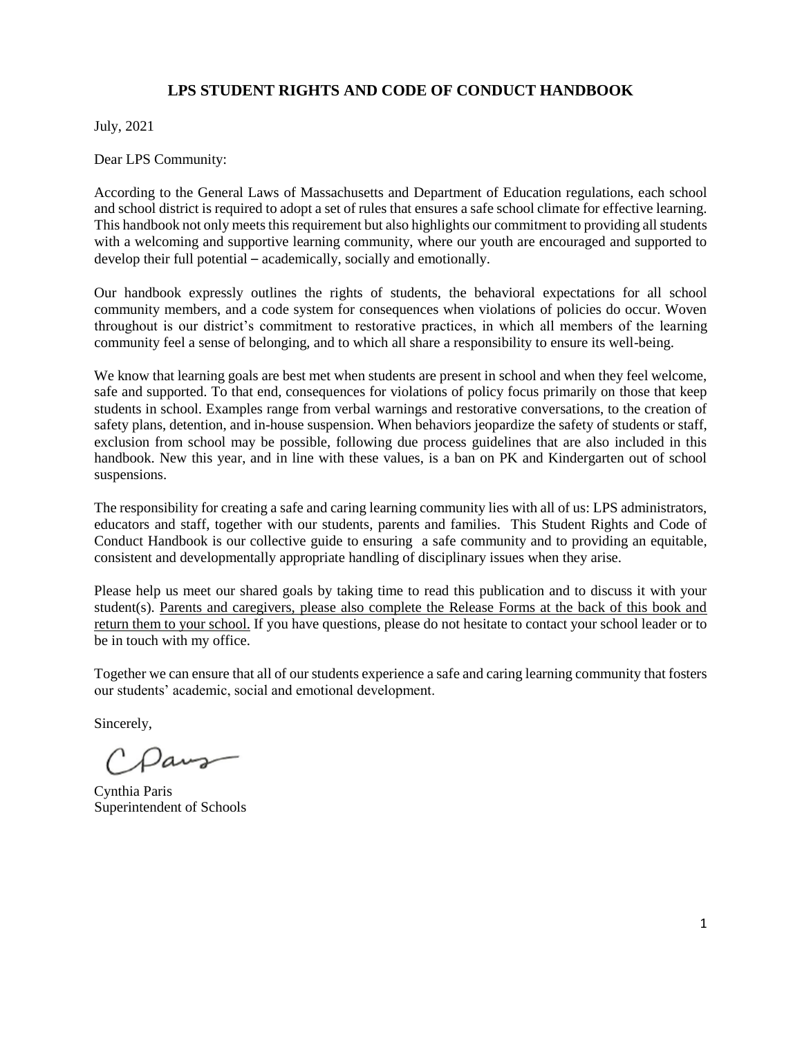# LPS STUDENT RIGHTS AND CODE OF CONDUCT HANDBOOK

July, 2021

Dear LPS Community:

According to the General Laws of Massachusetts and Department of Education regulations, each school and school district is required to adopt a set of rules that ensures a safe school climate for effective learning. This handbook not only meets this requirement but also highlights our commitment to providing all students with a welcoming and supportive learning community, where our youth are encouraged and supported to develop their full potential – academically, socially and emotionally.

Our handbook expressly outlines the rights of students, the behavioral expectations for all school community members, and a code system for consequences when violations of policies do occur. Woven throughout is our district's commitment to restorative practices, in which all members of the learning community feel a sense of belonging, and to which all share a responsibility to ensure its well-being.

We know that learning goals are best met when students are present in school and when they feel welcome, safe and supported. To that end, consequences for violations of policy focus primarily on those that keep students in school. Examples range from verbal warnings and restorative conversations, to the creation of safety plans, detention, and in-house suspension. When behaviors jeopardize the safety of students or staff, exclusion from school may be possible, following due process guidelines that are also included in this handbook. New this year, and in line with these values, is a ban on PK and Kindergarten out of school suspensions.

The responsibility for creating a safe and caring learning community lies with all of us: LPS administrators, educators and staff, together with our students, parents and families. This Student Rights and Code of Conduct Handbook is our collective guide to ensuring a safe community and to providing an equitable, consistent and developmentally appropriate handling of disciplinary issues when they arise.

Please help us meet our shared goals by taking time to read this publication and to discuss it with your student(s). Parents and caregivers, please also complete the Release Forms at the back of this book and return them to your school. If you have questions, please do not hesitate to contact your school leader or to be in touch with my office.

Together we can ensure that all of our students experience a safe and caring learning community that fosters our students' academic, social and emotional development.

Sincerely,

Cynthia Paris
Superintendent of Schools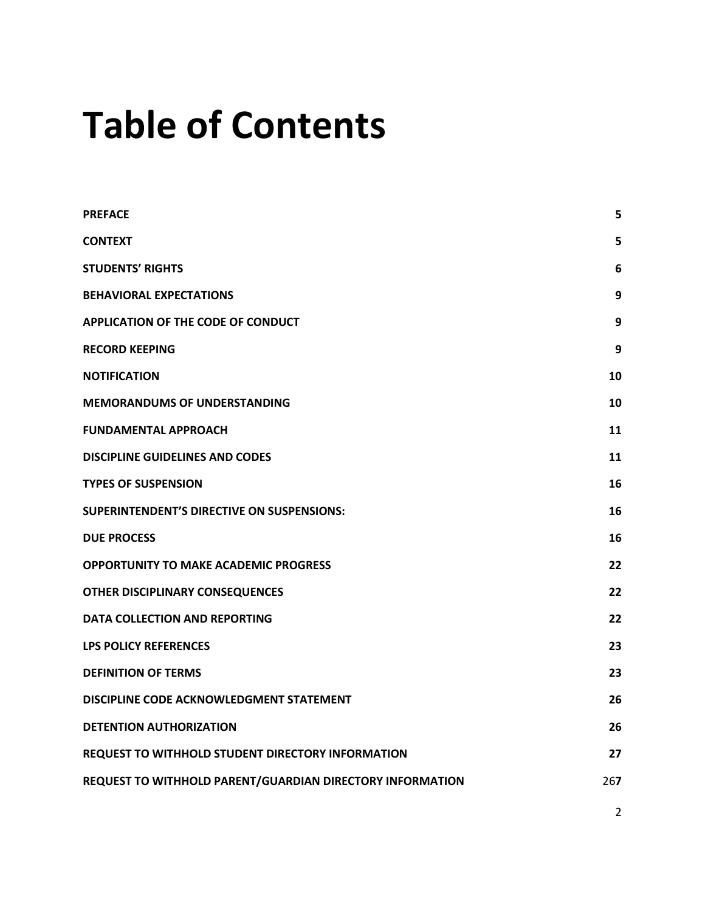# Table of Contents

| | |
|---|---|
| **PREFACE** | **5** |
| **CONTEXT** | **5** |
| **STUDENTS' RIGHTS** | **6** |
| **BEHAVIORAL EXPECTATIONS** | **9** |
| **APPLICATION OF THE CODE OF CONDUCT** | **9** |
| **RECORD KEEPING** | **9** |
| **NOTIFICATION** | **10** |
| **MEMORANDUMS OF UNDERSTANDING** | **10** |
| **FUNDAMENTAL APPROACH** | **11** |
| **DISCIPLINE GUIDELINES AND CODES** | **11** |
| **TYPES OF SUSPENSION** | **16** |
| **SUPERINTENDENT'S DIRECTIVE ON SUSPENSIONS:** | **16** |
| **DUE PROCESS** | **16** |
| **OPPORTUNITY TO MAKE ACADEMIC PROGRESS** | **22** |
| **OTHER DISCIPLINARY CONSEQUENCES** | **22** |
| **DATA COLLECTION AND REPORTING** | **22** |
| **LPS POLICY REFERENCES** | **23** |
| **DEFINITION OF TERMS** | **23** |
| **DISCIPLINE CODE ACKNOWLEDGMENT STATEMENT** | **26** |
| **DETENTION AUTHORIZATION** | **26** |
| **REQUEST TO WITHHOLD STUDENT DIRECTORY INFORMATION** | **27** |
| **REQUEST TO WITHHOLD PARENT/GUARDIAN DIRECTORY INFORMATION** | 26**7** |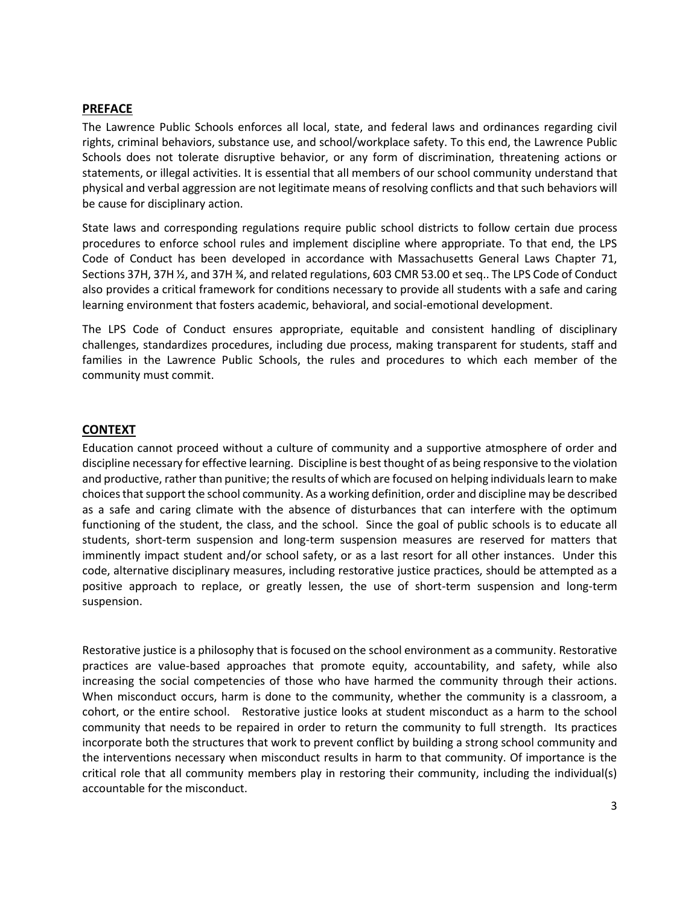## PREFACE

The Lawrence Public Schools enforces all local, state, and federal laws and ordinances regarding civil rights, criminal behaviors, substance use, and school/workplace safety. To this end, the Lawrence Public Schools does not tolerate disruptive behavior, or any form of discrimination, threatening actions or statements, or illegal activities. It is essential that all members of our school community understand that physical and verbal aggression are not legitimate means of resolving conflicts and that such behaviors will be cause for disciplinary action.

State laws and corresponding regulations require public school districts to follow certain due process procedures to enforce school rules and implement discipline where appropriate. To that end, the LPS Code of Conduct has been developed in accordance with Massachusetts General Laws Chapter 71, Sections 37H, 37H ½, and 37H ¾, and related regulations, 603 CMR 53.00 et seq.. The LPS Code of Conduct also provides a critical framework for conditions necessary to provide all students with a safe and caring learning environment that fosters academic, behavioral, and social-emotional development.

The LPS Code of Conduct ensures appropriate, equitable and consistent handling of disciplinary challenges, standardizes procedures, including due process, making transparent for students, staff and families in the Lawrence Public Schools, the rules and procedures to which each member of the community must commit.

## CONTEXT

Education cannot proceed without a culture of community and a supportive atmosphere of order and discipline necessary for effective learning. Discipline is best thought of as being responsive to the violation and productive, rather than punitive; the results of which are focused on helping individuals learn to make choices that support the school community. As a working definition, order and discipline may be described as a safe and caring climate with the absence of disturbances that can interfere with the optimum functioning of the student, the class, and the school. Since the goal of public schools is to educate all students, short-term suspension and long-term suspension measures are reserved for matters that imminently impact student and/or school safety, or as a last resort for all other instances. Under this code, alternative disciplinary measures, including restorative justice practices, should be attempted as a positive approach to replace, or greatly lessen, the use of short-term suspension and long-term suspension.

Restorative justice is a philosophy that is focused on the school environment as a community. Restorative practices are value-based approaches that promote equity, accountability, and safety, while also increasing the social competencies of those who have harmed the community through their actions. When misconduct occurs, harm is done to the community, whether the community is a classroom, a cohort, or the entire school. Restorative justice looks at student misconduct as a harm to the school community that needs to be repaired in order to return the community to full strength. Its practices incorporate both the structures that work to prevent conflict by building a strong school community and the interventions necessary when misconduct results in harm to that community. Of importance is the critical role that all community members play in restoring their community, including the individual(s) accountable for the misconduct.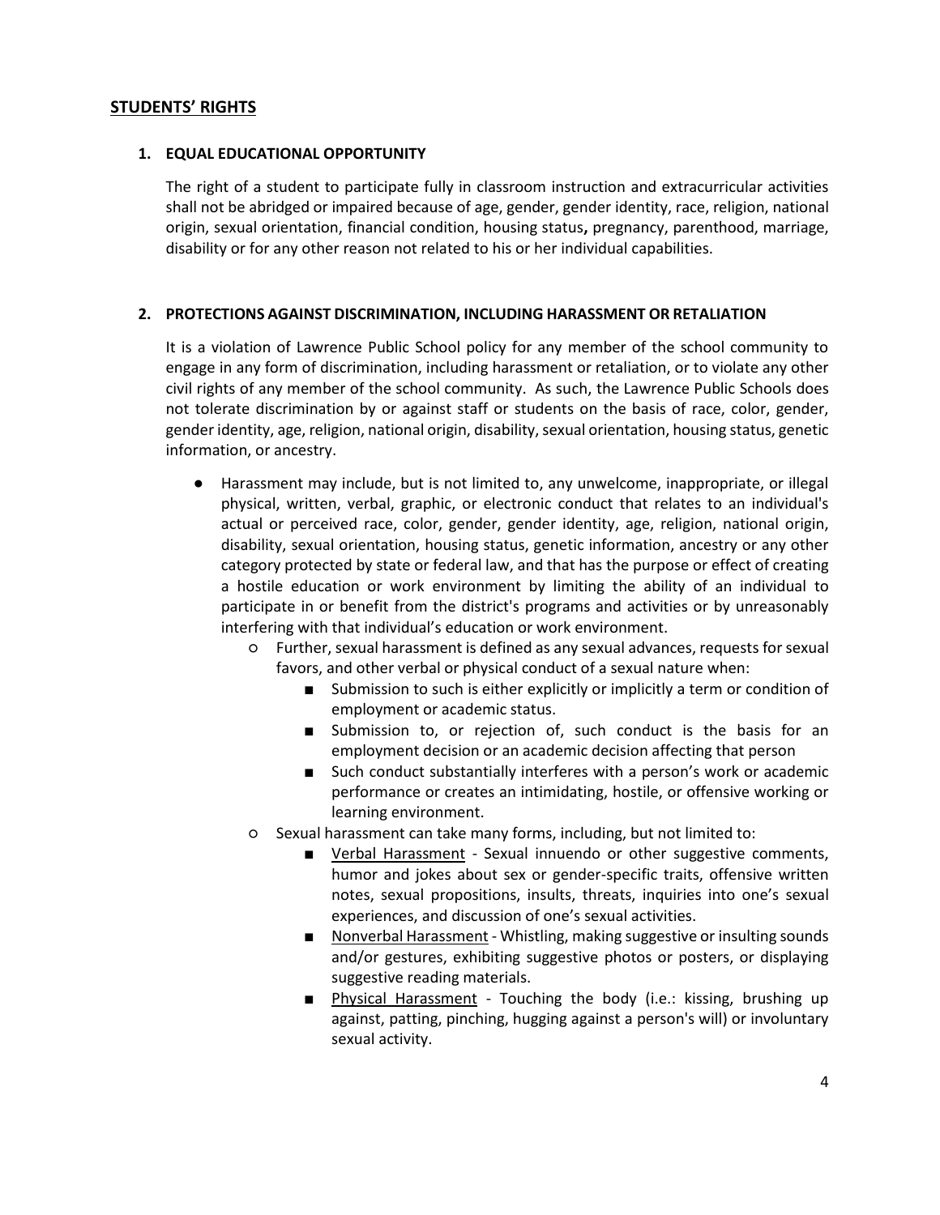## STUDENTS' RIGHTS

### 1. EQUAL EDUCATIONAL OPPORTUNITY

The right of a student to participate fully in classroom instruction and extracurricular activities shall not be abridged or impaired because of age, gender, gender identity, race, religion, national origin, sexual orientation, financial condition, housing status**,** pregnancy, parenthood, marriage, disability or for any other reason not related to his or her individual capabilities.

### 2. PROTECTIONS AGAINST DISCRIMINATION, INCLUDING HARASSMENT OR RETALIATION

It is a violation of Lawrence Public School policy for any member of the school community to engage in any form of discrimination, including harassment or retaliation, or to violate any other civil rights of any member of the school community. As such, the Lawrence Public Schools does not tolerate discrimination by or against staff or students on the basis of race, color, gender, gender identity, age, religion, national origin, disability, sexual orientation, housing status, genetic information, or ancestry.

- Harassment may include, but is not limited to, any unwelcome, inappropriate, or illegal physical, written, verbal, graphic, or electronic conduct that relates to an individual's actual or perceived race, color, gender, gender identity, age, religion, national origin, disability, sexual orientation, housing status, genetic information, ancestry or any other category protected by state or federal law, and that has the purpose or effect of creating a hostile education or work environment by limiting the ability of an individual to participate in or benefit from the district's programs and activities or by unreasonably interfering with that individual's education or work environment.
  - Further, sexual harassment is defined as any sexual advances, requests for sexual favors, and other verbal or physical conduct of a sexual nature when:
    - Submission to such is either explicitly or implicitly a term or condition of employment or academic status.
    - Submission to, or rejection of, such conduct is the basis for an employment decision or an academic decision affecting that person
    - Such conduct substantially interferes with a person's work or academic performance or creates an intimidating, hostile, or offensive working or learning environment.
  - Sexual harassment can take many forms, including, but not limited to:
    - <u>Verbal Harassment</u> - Sexual innuendo or other suggestive comments, humor and jokes about sex or gender-specific traits, offensive written notes, sexual propositions, insults, threats, inquiries into one's sexual experiences, and discussion of one's sexual activities.
    - <u>Nonverbal Harassment</u> - Whistling, making suggestive or insulting sounds and/or gestures, exhibiting suggestive photos or posters, or displaying suggestive reading materials.
    - <u>Physical Harassment</u> - Touching the body (i.e.: kissing, brushing up against, patting, pinching, hugging against a person's will) or involuntary sexual activity.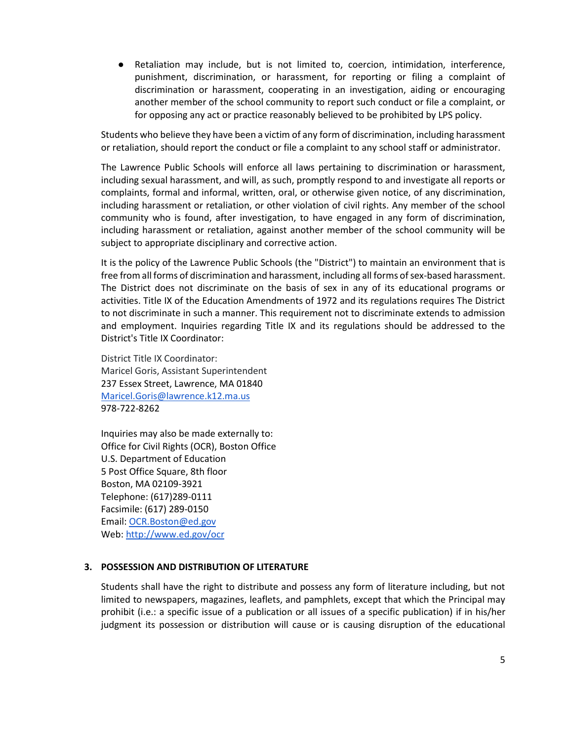- Retaliation may include, but is not limited to, coercion, intimidation, interference, punishment, discrimination, or harassment, for reporting or filing a complaint of discrimination or harassment, cooperating in an investigation, aiding or encouraging another member of the school community to report such conduct or file a complaint, or for opposing any act or practice reasonably believed to be prohibited by LPS policy.

Students who believe they have been a victim of any form of discrimination, including harassment or retaliation, should report the conduct or file a complaint to any school staff or administrator.

The Lawrence Public Schools will enforce all laws pertaining to discrimination or harassment, including sexual harassment, and will, as such, promptly respond to and investigate all reports or complaints, formal and informal, written, oral, or otherwise given notice, of any discrimination, including harassment or retaliation, or other violation of civil rights. Any member of the school community who is found, after investigation, to have engaged in any form of discrimination, including harassment or retaliation, against another member of the school community will be subject to appropriate disciplinary and corrective action.

It is the policy of the Lawrence Public Schools (the "District") to maintain an environment that is free from all forms of discrimination and harassment, including all forms of sex-based harassment. The District does not discriminate on the basis of sex in any of its educational programs or activities. Title IX of the Education Amendments of 1972 and its regulations requires The District to not discriminate in such a manner. This requirement not to discriminate extends to admission and employment. Inquiries regarding Title IX and its regulations should be addressed to the District's Title IX Coordinator:

District Title IX Coordinator:
Maricel Goris, Assistant Superintendent
237 Essex Street, Lawrence, MA 01840
[Maricel.Goris@lawrence.k12.ma.us](mailto:Maricel.Goris@lawrence.k12.ma.us)
978-722-8262

Inquiries may also be made externally to:
Office for Civil Rights (OCR), Boston Office
U.S. Department of Education
5 Post Office Square, 8th floor
Boston, MA 02109-3921
Telephone: (617)289-0111
Facsimile: (617) 289-0150
Email: [OCR.Boston@ed.gov](mailto:OCR.Boston@ed.gov)
Web: [http://www.ed.gov/ocr](http://www.ed.gov/ocr)

### 3. POSSESSION AND DISTRIBUTION OF LITERATURE

Students shall have the right to distribute and possess any form of literature including, but not limited to newspapers, magazines, leaflets, and pamphlets, except that which the Principal may prohibit (i.e.: a specific issue of a publication or all issues of a specific publication) if in his/her judgment its possession or distribution will cause or is causing disruption of the educational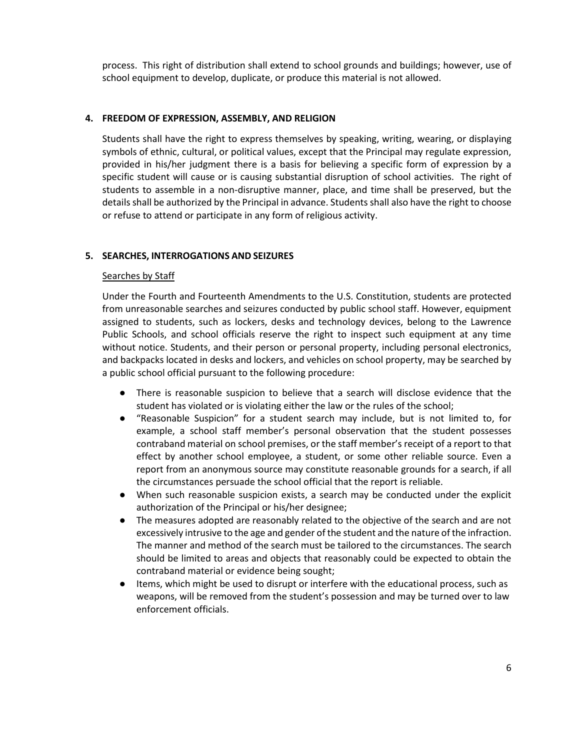process. This right of distribution shall extend to school grounds and buildings; however, use of school equipment to develop, duplicate, or produce this material is not allowed.

## 4. FREEDOM OF EXPRESSION, ASSEMBLY, AND RELIGION

Students shall have the right to express themselves by speaking, writing, wearing, or displaying symbols of ethnic, cultural, or political values, except that the Principal may regulate expression, provided in his/her judgment there is a basis for believing a specific form of expression by a specific student will cause or is causing substantial disruption of school activities. The right of students to assemble in a non-disruptive manner, place, and time shall be preserved, but the details shall be authorized by the Principal in advance. Students shall also have the right to choose or refuse to attend or participate in any form of religious activity.

## 5. SEARCHES, INTERROGATIONS AND SEIZURES

### Searches by Staff

Under the Fourth and Fourteenth Amendments to the U.S. Constitution, students are protected from unreasonable searches and seizures conducted by public school staff. However, equipment assigned to students, such as lockers, desks and technology devices, belong to the Lawrence Public Schools, and school officials reserve the right to inspect such equipment at any time without notice. Students, and their person or personal property, including personal electronics, and backpacks located in desks and lockers, and vehicles on school property, may be searched by a public school official pursuant to the following procedure:

- There is reasonable suspicion to believe that a search will disclose evidence that the student has violated or is violating either the law or the rules of the school;
- "Reasonable Suspicion" for a student search may include, but is not limited to, for example, a school staff member's personal observation that the student possesses contraband material on school premises, or the staff member's receipt of a report to that effect by another school employee, a student, or some other reliable source. Even a report from an anonymous source may constitute reasonable grounds for a search, if all the circumstances persuade the school official that the report is reliable.
- When such reasonable suspicion exists, a search may be conducted under the explicit authorization of the Principal or his/her designee;
- The measures adopted are reasonably related to the objective of the search and are not excessively intrusive to the age and gender of the student and the nature of the infraction. The manner and method of the search must be tailored to the circumstances. The search should be limited to areas and objects that reasonably could be expected to obtain the contraband material or evidence being sought;
- Items, which might be used to disrupt or interfere with the educational process, such as weapons, will be removed from the student's possession and may be turned over to law enforcement officials.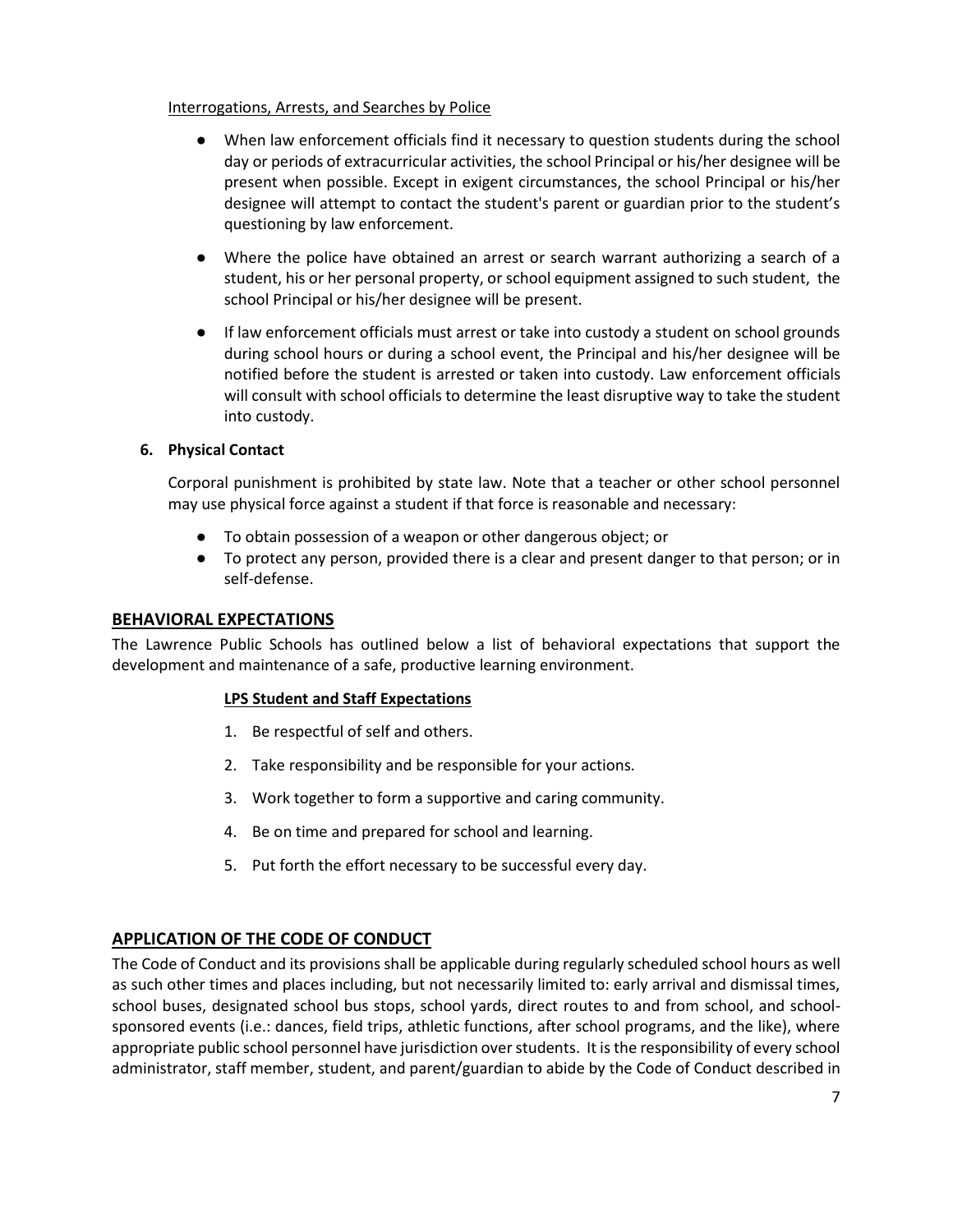Interrogations, Arrests, and Searches by Police

- When law enforcement officials find it necessary to question students during the school day or periods of extracurricular activities, the school Principal or his/her designee will be present when possible. Except in exigent circumstances, the school Principal or his/her designee will attempt to contact the student's parent or guardian prior to the student's questioning by law enforcement.
- Where the police have obtained an arrest or search warrant authorizing a search of a student, his or her personal property, or school equipment assigned to such student, the school Principal or his/her designee will be present.
- If law enforcement officials must arrest or take into custody a student on school grounds during school hours or during a school event, the Principal and his/her designee will be notified before the student is arrested or taken into custody. Law enforcement officials will consult with school officials to determine the least disruptive way to take the student into custody.

**6. Physical Contact**

Corporal punishment is prohibited by state law. Note that a teacher or other school personnel may use physical force against a student if that force is reasonable and necessary:

- To obtain possession of a weapon or other dangerous object; or
- To protect any person, provided there is a clear and present danger to that person; or in self-defense.

## BEHAVIORAL EXPECTATIONS

The Lawrence Public Schools has outlined below a list of behavioral expectations that support the development and maintenance of a safe, productive learning environment.

### LPS Student and Staff Expectations

1. Be respectful of self and others.
2. Take responsibility and be responsible for your actions.
3. Work together to form a supportive and caring community.
4. Be on time and prepared for school and learning.
5. Put forth the effort necessary to be successful every day.

## APPLICATION OF THE CODE OF CONDUCT

The Code of Conduct and its provisions shall be applicable during regularly scheduled school hours as well as such other times and places including, but not necessarily limited to: early arrival and dismissal times, school buses, designated school bus stops, school yards, direct routes to and from school, and school-sponsored events (i.e.: dances, field trips, athletic functions, after school programs, and the like), where appropriate public school personnel have jurisdiction over students. It is the responsibility of every school administrator, staff member, student, and parent/guardian to abide by the Code of Conduct described in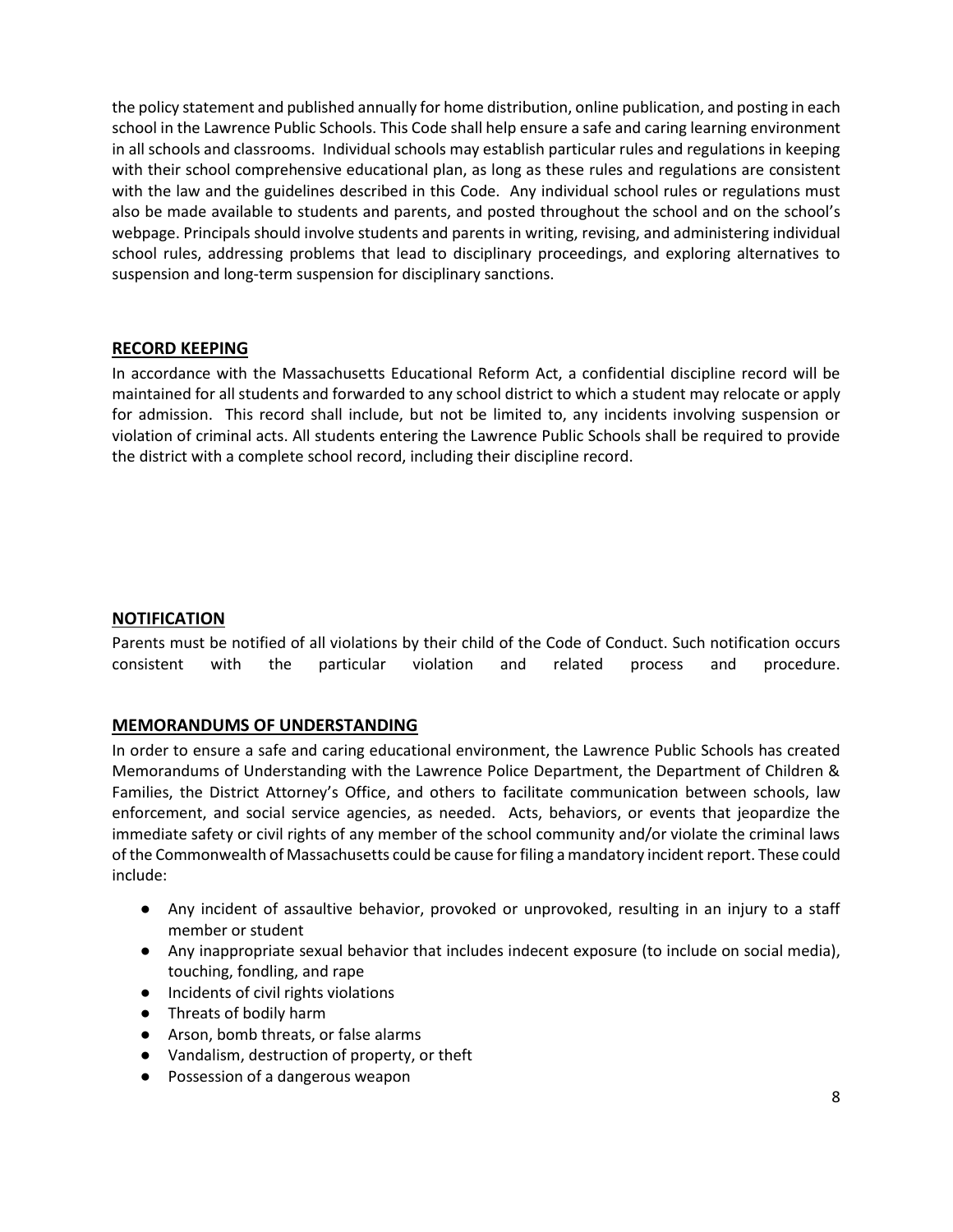the policy statement and published annually for home distribution, online publication, and posting in each school in the Lawrence Public Schools. This Code shall help ensure a safe and caring learning environment in all schools and classrooms. Individual schools may establish particular rules and regulations in keeping with their school comprehensive educational plan, as long as these rules and regulations are consistent with the law and the guidelines described in this Code. Any individual school rules or regulations must also be made available to students and parents, and posted throughout the school and on the school's webpage. Principals should involve students and parents in writing, revising, and administering individual school rules, addressing problems that lead to disciplinary proceedings, and exploring alternatives to suspension and long-term suspension for disciplinary sanctions.

## RECORD KEEPING

In accordance with the Massachusetts Educational Reform Act, a confidential discipline record will be maintained for all students and forwarded to any school district to which a student may relocate or apply for admission. This record shall include, but not be limited to, any incidents involving suspension or violation of criminal acts. All students entering the Lawrence Public Schools shall be required to provide the district with a complete school record, including their discipline record.

## NOTIFICATION

Parents must be notified of all violations by their child of the Code of Conduct. Such notification occurs consistent with the particular violation and related process and procedure.

## MEMORANDUMS OF UNDERSTANDING

In order to ensure a safe and caring educational environment, the Lawrence Public Schools has created Memorandums of Understanding with the Lawrence Police Department, the Department of Children & Families, the District Attorney's Office, and others to facilitate communication between schools, law enforcement, and social service agencies, as needed. Acts, behaviors, or events that jeopardize the immediate safety or civil rights of any member of the school community and/or violate the criminal laws of the Commonwealth of Massachusetts could be cause for filing a mandatory incident report. These could include:

- Any incident of assaultive behavior, provoked or unprovoked, resulting in an injury to a staff member or student
- Any inappropriate sexual behavior that includes indecent exposure (to include on social media), touching, fondling, and rape
- Incidents of civil rights violations
- Threats of bodily harm
- Arson, bomb threats, or false alarms
- Vandalism, destruction of property, or theft
- Possession of a dangerous weapon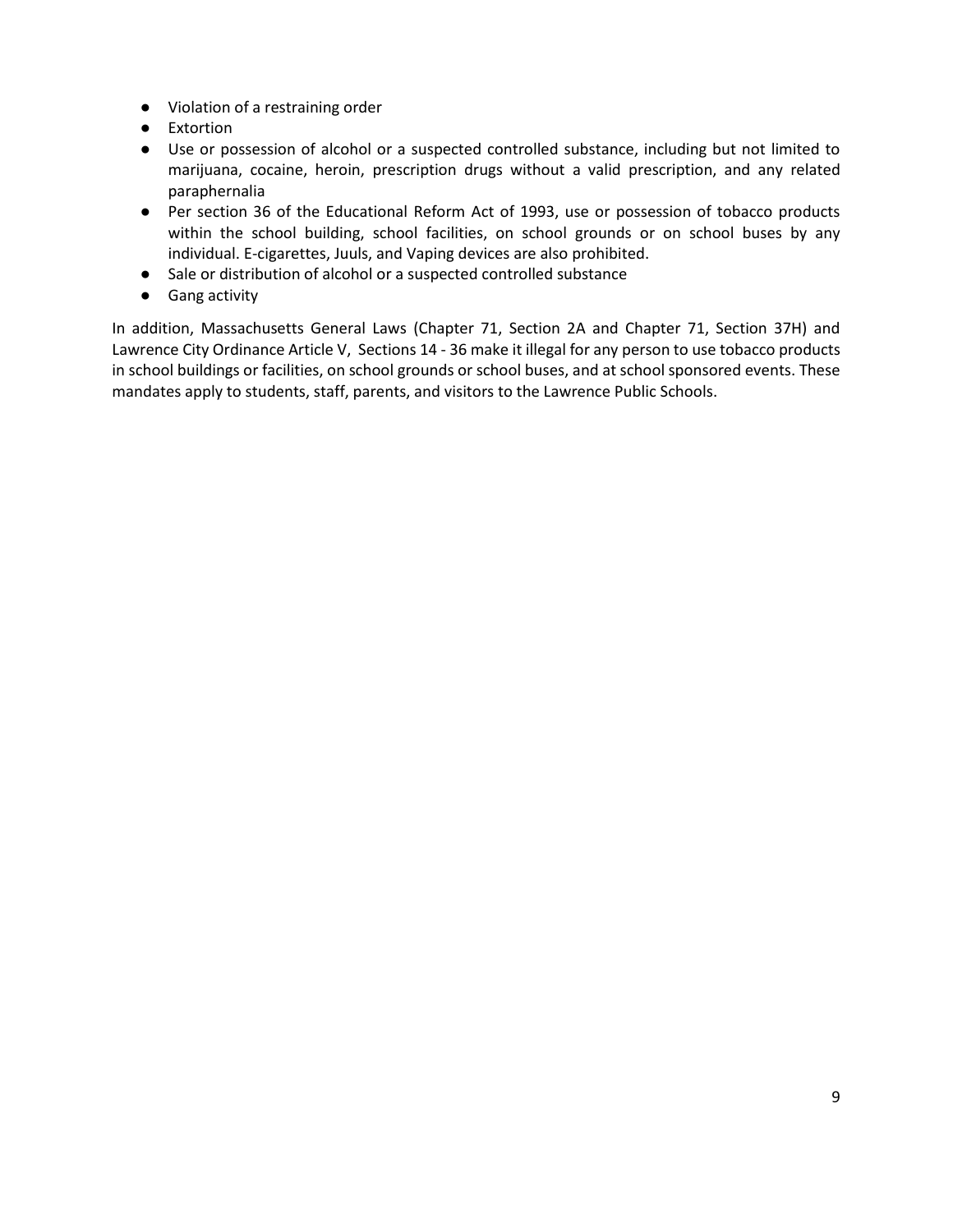- Violation of a restraining order
- Extortion
- Use or possession of alcohol or a suspected controlled substance, including but not limited to marijuana, cocaine, heroin, prescription drugs without a valid prescription, and any related paraphernalia
- Per section 36 of the Educational Reform Act of 1993, use or possession of tobacco products within the school building, school facilities, on school grounds or on school buses by any individual. E-cigarettes, Juuls, and Vaping devices are also prohibited.
- Sale or distribution of alcohol or a suspected controlled substance
- Gang activity

In addition, Massachusetts General Laws (Chapter 71, Section 2A and Chapter 71, Section 37H) and Lawrence City Ordinance Article V, Sections 14 - 36 make it illegal for any person to use tobacco products in school buildings or facilities, on school grounds or school buses, and at school sponsored events. These mandates apply to students, staff, parents, and visitors to the Lawrence Public Schools.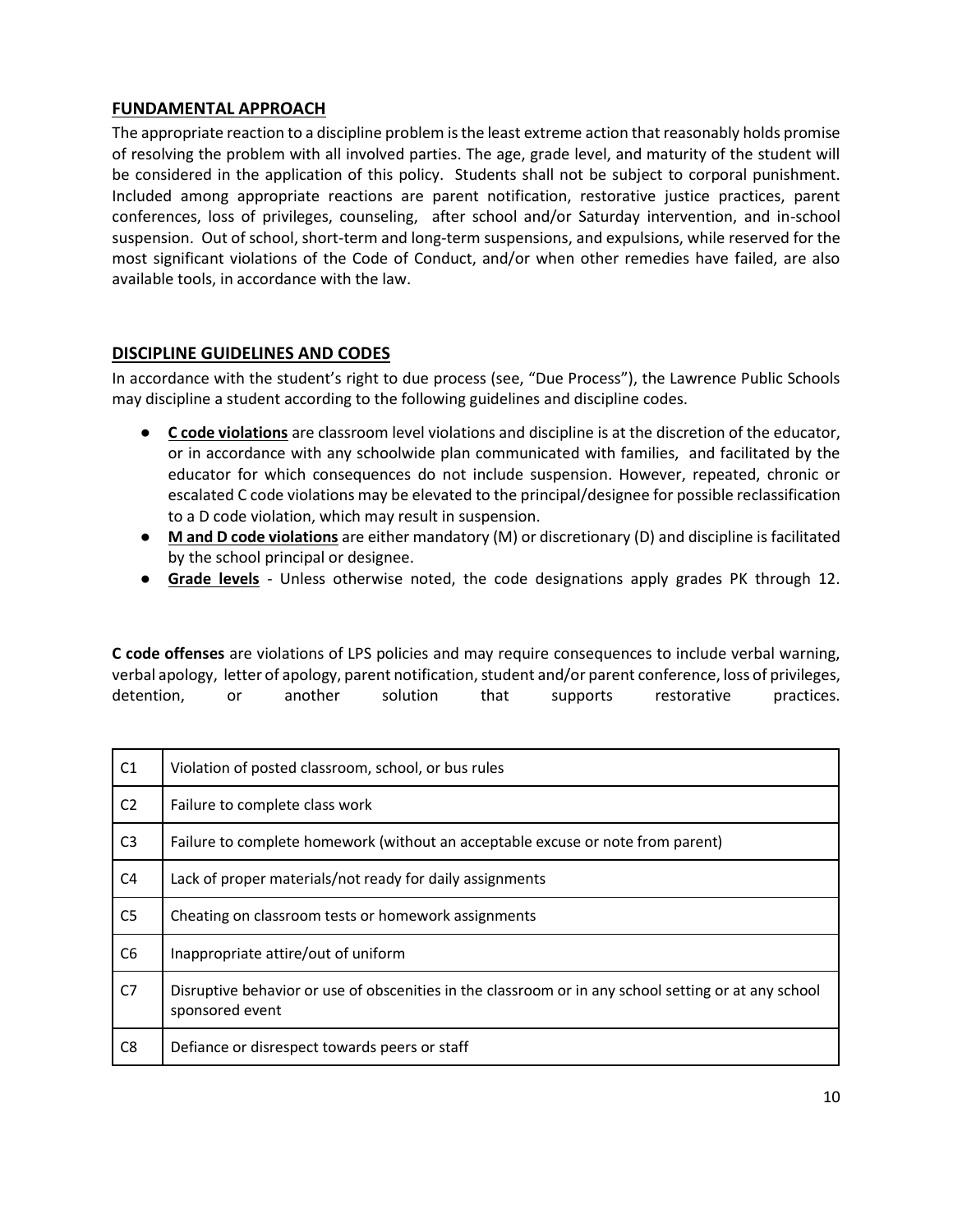## FUNDAMENTAL APPROACH

The appropriate reaction to a discipline problem is the least extreme action that reasonably holds promise of resolving the problem with all involved parties. The age, grade level, and maturity of the student will be considered in the application of this policy. Students shall not be subject to corporal punishment. Included among appropriate reactions are parent notification, restorative justice practices, parent conferences, loss of privileges, counseling, after school and/or Saturday intervention, and in-school suspension. Out of school, short-term and long-term suspensions, and expulsions, while reserved for the most significant violations of the Code of Conduct, and/or when other remedies have failed, are also available tools, in accordance with the law.

## DISCIPLINE GUIDELINES AND CODES

In accordance with the student's right to due process (see, "Due Process"), the Lawrence Public Schools may discipline a student according to the following guidelines and discipline codes.

- **C code violations** are classroom level violations and discipline is at the discretion of the educator, or in accordance with any schoolwide plan communicated with families, and facilitated by the educator for which consequences do not include suspension. However, repeated, chronic or escalated C code violations may be elevated to the principal/designee for possible reclassification to a D code violation, which may result in suspension.
- **M and D code violations** are either mandatory (M) or discretionary (D) and discipline is facilitated by the school principal or designee.
- **Grade levels** - Unless otherwise noted, the code designations apply grades PK through 12.

**C code offenses** are violations of LPS policies and may require consequences to include verbal warning, verbal apology, letter of apology, parent notification, student and/or parent conference, loss of privileges, detention, or another solution that supports restorative practices.

| Code | Description |
|---|---|
| C1 | Violation of posted classroom, school, or bus rules |
| C2 | Failure to complete class work |
| C3 | Failure to complete homework (without an acceptable excuse or note from parent) |
| C4 | Lack of proper materials/not ready for daily assignments |
| C5 | Cheating on classroom tests or homework assignments |
| C6 | Inappropriate attire/out of uniform |
| C7 | Disruptive behavior or use of obscenities in the classroom or in any school setting or at any school sponsored event |
| C8 | Defiance or disrespect towards peers or staff |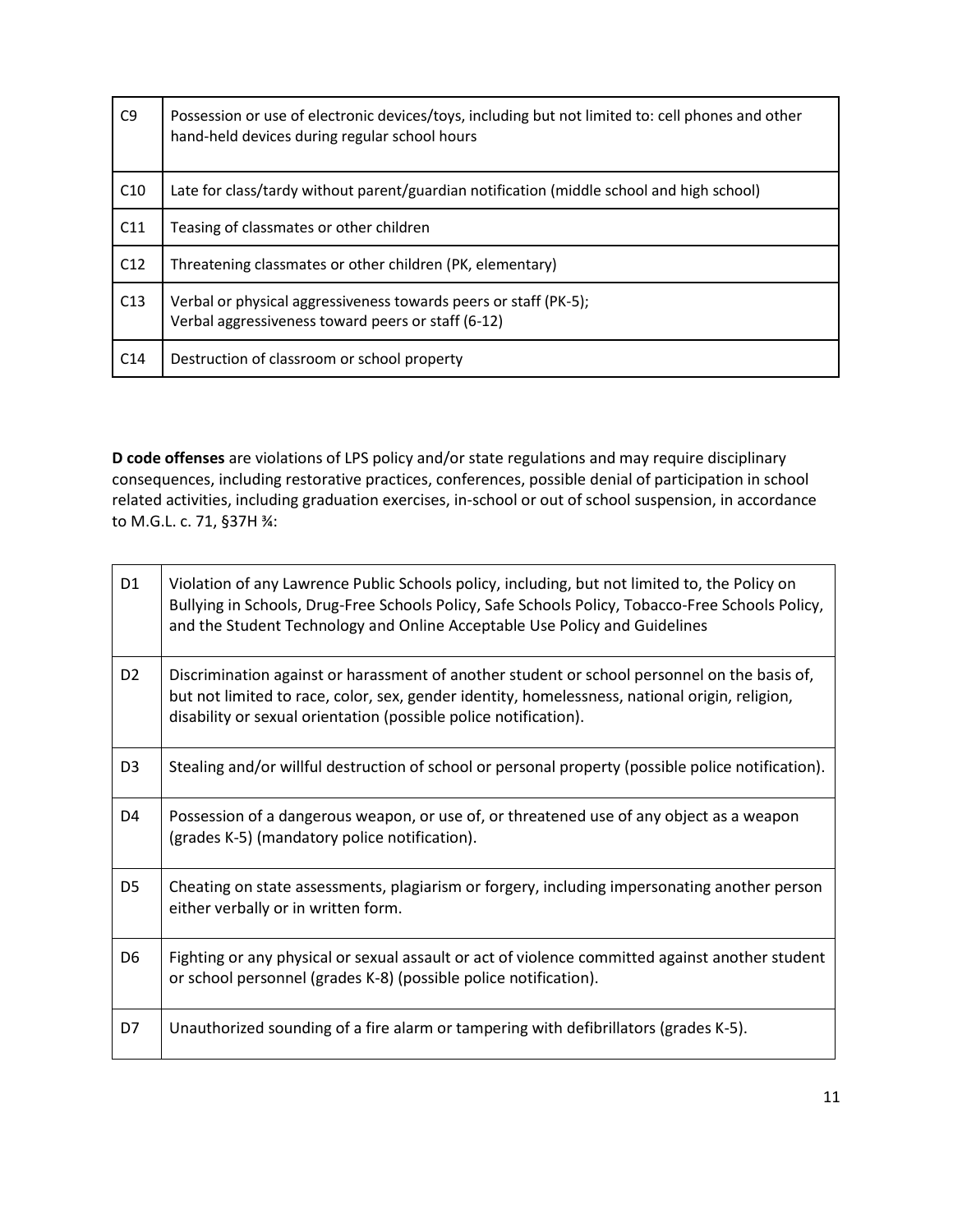| | |
|---|---|
| C9 | Possession or use of electronic devices/toys, including but not limited to: cell phones and other hand-held devices during regular school hours |
| C10 | Late for class/tardy without parent/guardian notification (middle school and high school) |
| C11 | Teasing of classmates or other children |
| C12 | Threatening classmates or other children (PK, elementary) |
| C13 | Verbal or physical aggressiveness towards peers or staff (PK-5);<br>Verbal aggressiveness toward peers or staff (6-12) |
| C14 | Destruction of classroom or school property |

**D code offenses** are violations of LPS policy and/or state regulations and may require disciplinary consequences, including restorative practices, conferences, possible denial of participation in school related activities, including graduation exercises, in-school or out of school suspension, in accordance to M.G.L. c. 71, §37H ¾:

| | |
|---|---|
| D1 | Violation of any Lawrence Public Schools policy, including, but not limited to, the Policy on Bullying in Schools, Drug-Free Schools Policy, Safe Schools Policy, Tobacco-Free Schools Policy, and the Student Technology and Online Acceptable Use Policy and Guidelines |
| D2 | Discrimination against or harassment of another student or school personnel on the basis of, but not limited to race, color, sex, gender identity, homelessness, national origin, religion, disability or sexual orientation (possible police notification). |
| D3 | Stealing and/or willful destruction of school or personal property (possible police notification). |
| D4 | Possession of a dangerous weapon, or use of, or threatened use of any object as a weapon (grades K-5) (mandatory police notification). |
| D5 | Cheating on state assessments, plagiarism or forgery, including impersonating another person either verbally or in written form. |
| D6 | Fighting or any physical or sexual assault or act of violence committed against another student or school personnel (grades K-8) (possible police notification). |
| D7 | Unauthorized sounding of a fire alarm or tampering with defibrillators (grades K-5). |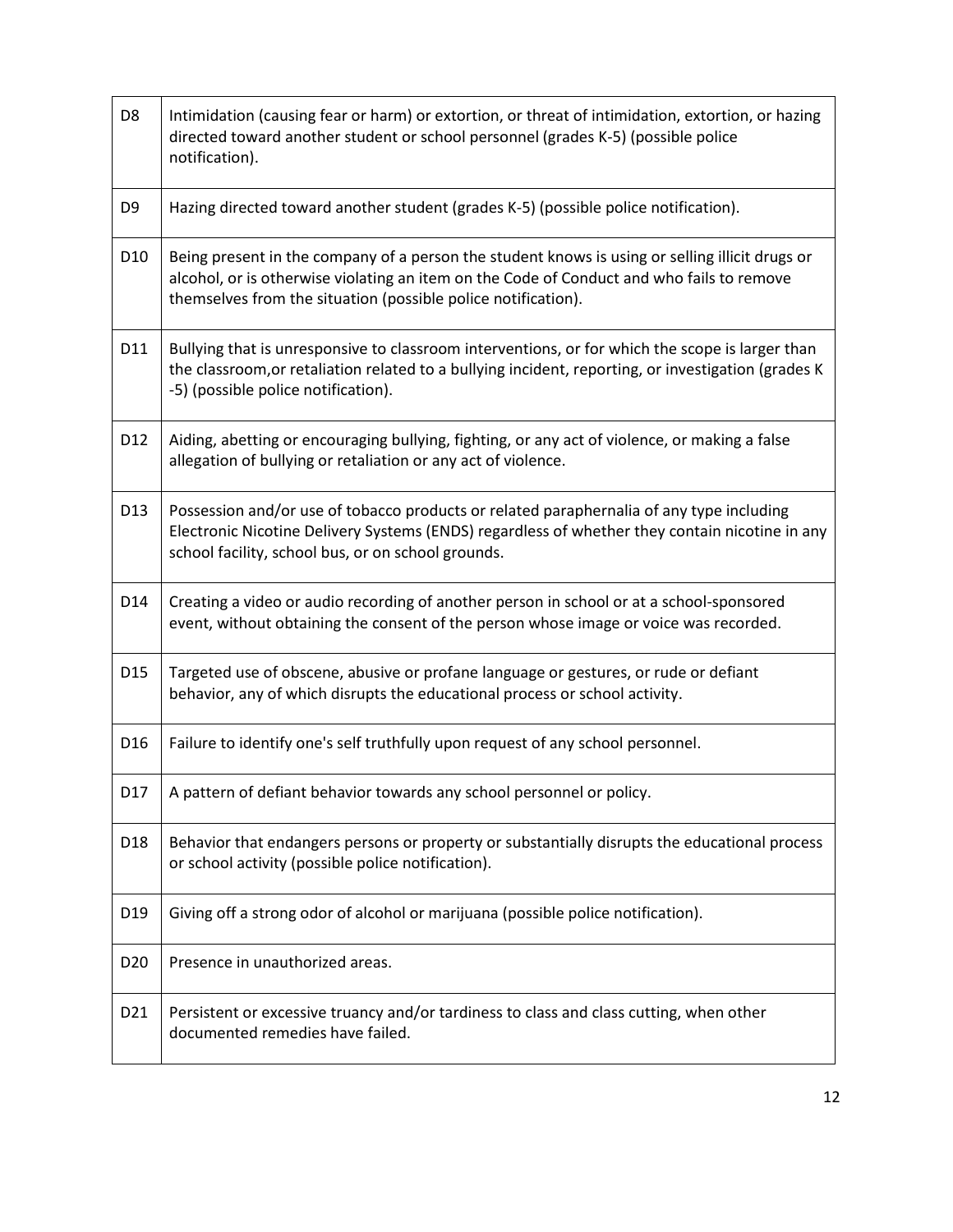| | |
|---|---|
| D8 | Intimidation (causing fear or harm) or extortion, or threat of intimidation, extortion, or hazing directed toward another student or school personnel (grades K-5) (possible police notification). |
| D9 | Hazing directed toward another student (grades K-5) (possible police notification). |
| D10 | Being present in the company of a person the student knows is using or selling illicit drugs or alcohol, or is otherwise violating an item on the Code of Conduct and who fails to remove themselves from the situation (possible police notification). |
| D11 | Bullying that is unresponsive to classroom interventions, or for which the scope is larger than the classroom,or retaliation related to a bullying incident, reporting, or investigation (grades K -5) (possible police notification). |
| D12 | Aiding, abetting or encouraging bullying, fighting, or any act of violence, or making a false allegation of bullying or retaliation or any act of violence. |
| D13 | Possession and/or use of tobacco products or related paraphernalia of any type including Electronic Nicotine Delivery Systems (ENDS) regardless of whether they contain nicotine in any school facility, school bus, or on school grounds. |
| D14 | Creating a video or audio recording of another person in school or at a school-sponsored event, without obtaining the consent of the person whose image or voice was recorded. |
| D15 | Targeted use of obscene, abusive or profane language or gestures, or rude or defiant behavior, any of which disrupts the educational process or school activity. |
| D16 | Failure to identify one's self truthfully upon request of any school personnel. |
| D17 | A pattern of defiant behavior towards any school personnel or policy. |
| D18 | Behavior that endangers persons or property or substantially disrupts the educational process or school activity (possible police notification). |
| D19 | Giving off a strong odor of alcohol or marijuana (possible police notification). |
| D20 | Presence in unauthorized areas. |
| D21 | Persistent or excessive truancy and/or tardiness to class and class cutting, when other documented remedies have failed. |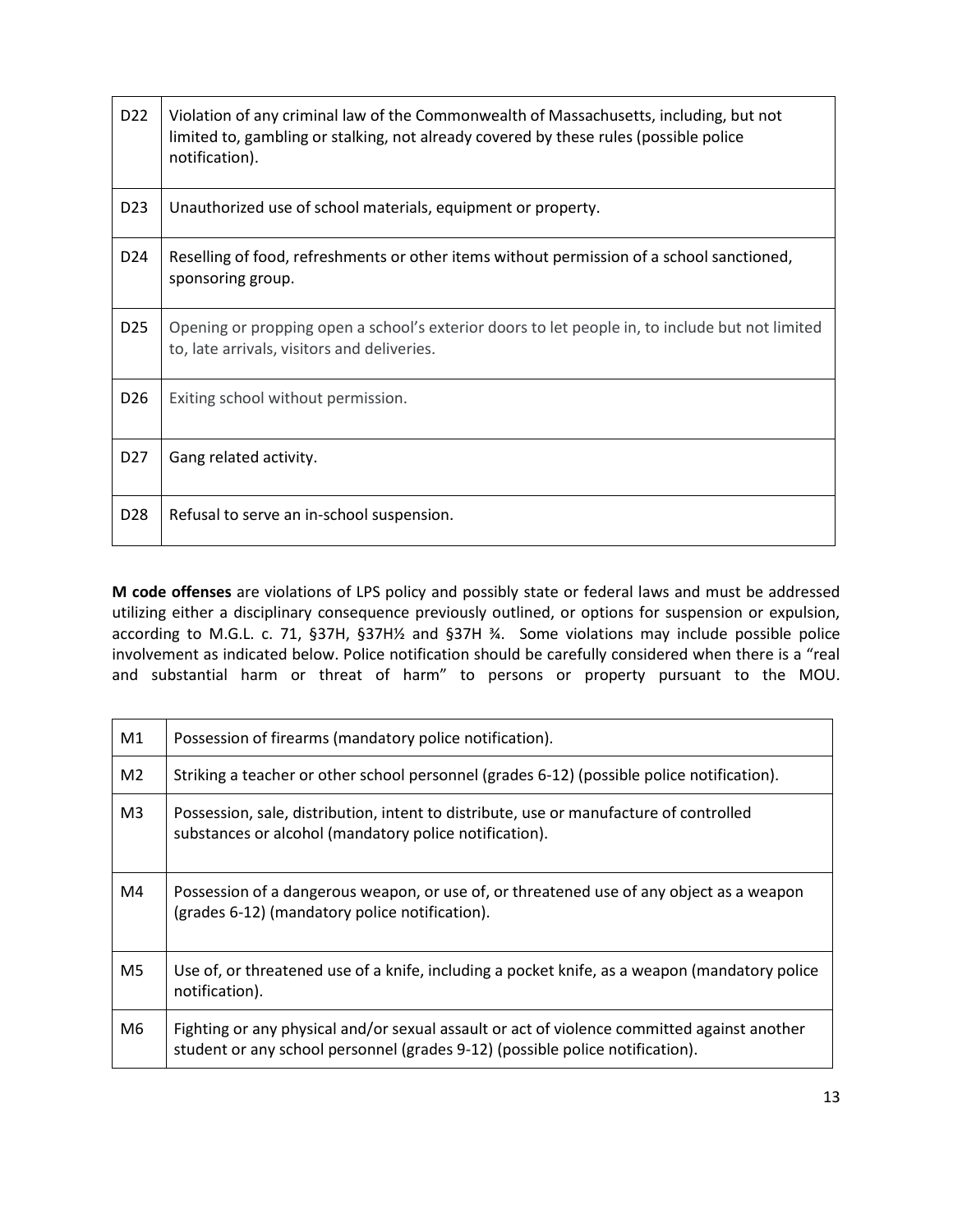| | |
|---|---|
| D22 | Violation of any criminal law of the Commonwealth of Massachusetts, including, but not limited to, gambling or stalking, not already covered by these rules (possible police notification). |
| D23 | Unauthorized use of school materials, equipment or property. |
| D24 | Reselling of food, refreshments or other items without permission of a school sanctioned, sponsoring group. |
| D25 | Opening or propping open a school's exterior doors to let people in, to include but not limited to, late arrivals, visitors and deliveries. |
| D26 | Exiting school without permission. |
| D27 | Gang related activity. |
| D28 | Refusal to serve an in-school suspension. |

**M code offenses** are violations of LPS policy and possibly state or federal laws and must be addressed utilizing either a disciplinary consequence previously outlined, or options for suspension or expulsion, according to M.G.L. c. 71, §37H, §37H½ and §37H ¾. Some violations may include possible police involvement as indicated below. Police notification should be carefully considered when there is a "real and substantial harm or threat of harm" to persons or property pursuant to the MOU.

| | |
|---|---|
| M1 | Possession of firearms (mandatory police notification). |
| M2 | Striking a teacher or other school personnel (grades 6-12) (possible police notification). |
| M3 | Possession, sale, distribution, intent to distribute, use or manufacture of controlled substances or alcohol (mandatory police notification). |
| M4 | Possession of a dangerous weapon, or use of, or threatened use of any object as a weapon (grades 6-12) (mandatory police notification). |
| M5 | Use of, or threatened use of a knife, including a pocket knife, as a weapon (mandatory police notification). |
| M6 | Fighting or any physical and/or sexual assault or act of violence committed against another student or any school personnel (grades 9-12) (possible police notification). |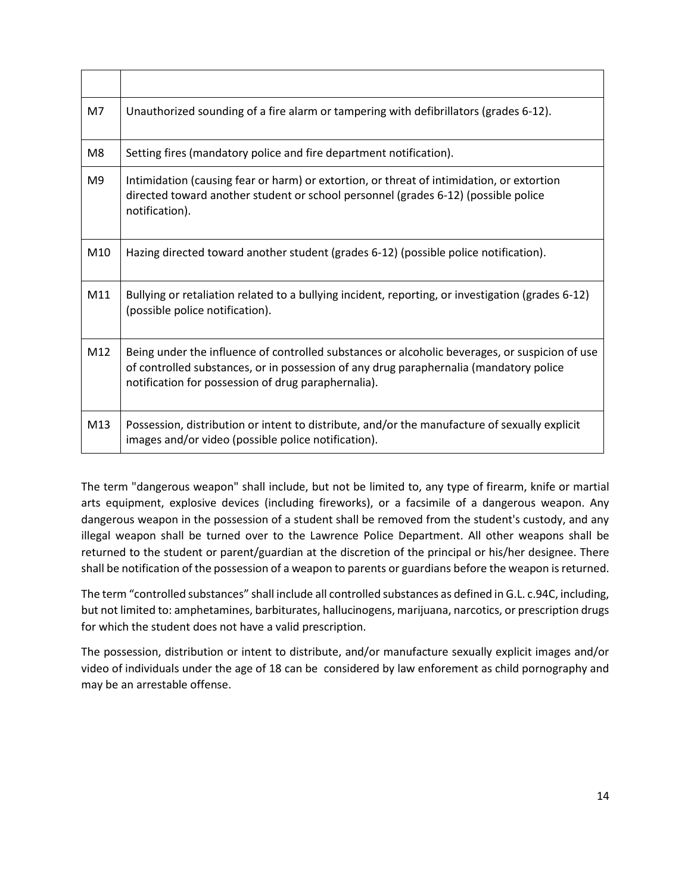| | |
|---|---|
| M7 | Unauthorized sounding of a fire alarm or tampering with defibrillators (grades 6-12). |
| M8 | Setting fires (mandatory police and fire department notification). |
| M9 | Intimidation (causing fear or harm) or extortion, or threat of intimidation, or extortion directed toward another student or school personnel (grades 6-12) (possible police notification). |
| M10 | Hazing directed toward another student (grades 6-12) (possible police notification). |
| M11 | Bullying or retaliation related to a bullying incident, reporting, or investigation (grades 6-12) (possible police notification). |
| M12 | Being under the influence of controlled substances or alcoholic beverages, or suspicion of use of controlled substances, or in possession of any drug paraphernalia (mandatory police notification for possession of drug paraphernalia). |
| M13 | Possession, distribution or intent to distribute, and/or the manufacture of sexually explicit images and/or video (possible police notification). |

The term "dangerous weapon" shall include, but not be limited to, any type of firearm, knife or martial arts equipment, explosive devices (including fireworks), or a facsimile of a dangerous weapon. Any dangerous weapon in the possession of a student shall be removed from the student's custody, and any illegal weapon shall be turned over to the Lawrence Police Department. All other weapons shall be returned to the student or parent/guardian at the discretion of the principal or his/her designee. There shall be notification of the possession of a weapon to parents or guardians before the weapon is returned.

The term "controlled substances" shall include all controlled substances as defined in G.L. c.94C, including, but not limited to: amphetamines, barbiturates, hallucinogens, marijuana, narcotics, or prescription drugs for which the student does not have a valid prescription.

The possession, distribution or intent to distribute, and/or manufacture sexually explicit images and/or video of individuals under the age of 18 can be considered by law enforement as child pornography and may be an arrestable offense.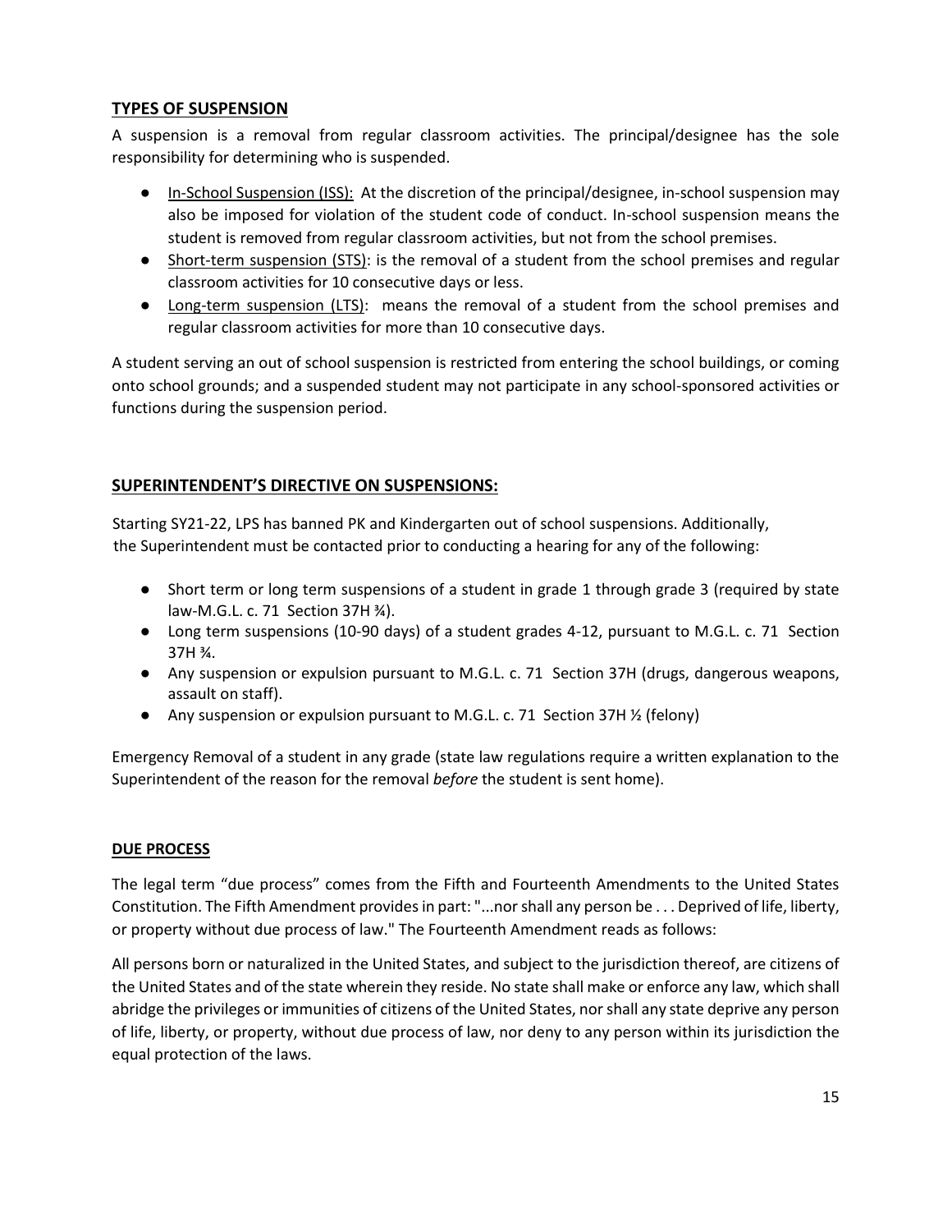## TYPES OF SUSPENSION

A suspension is a removal from regular classroom activities. The principal/designee has the sole responsibility for determining who is suspended.

- In-School Suspension (ISS): At the discretion of the principal/designee, in-school suspension may also be imposed for violation of the student code of conduct. In-school suspension means the student is removed from regular classroom activities, but not from the school premises.
- Short-term suspension (STS): is the removal of a student from the school premises and regular classroom activities for 10 consecutive days or less.
- Long-term suspension (LTS): means the removal of a student from the school premises and regular classroom activities for more than 10 consecutive days.

A student serving an out of school suspension is restricted from entering the school buildings, or coming onto school grounds; and a suspended student may not participate in any school-sponsored activities or functions during the suspension period.

## SUPERINTENDENT'S DIRECTIVE ON SUSPENSIONS:

Starting SY21-22, LPS has banned PK and Kindergarten out of school suspensions. Additionally, the Superintendent must be contacted prior to conducting a hearing for any of the following:

- Short term or long term suspensions of a student in grade 1 through grade 3 (required by state law-M.G.L. c. 71 Section 37H ¾).
- Long term suspensions (10-90 days) of a student grades 4-12, pursuant to M.G.L. c. 71 Section 37H ¾.
- Any suspension or expulsion pursuant to M.G.L. c. 71 Section 37H (drugs, dangerous weapons, assault on staff).
- Any suspension or expulsion pursuant to M.G.L. c. 71 Section 37H ½ (felony)

Emergency Removal of a student in any grade (state law regulations require a written explanation to the Superintendent of the reason for the removal *before* the student is sent home).

## DUE PROCESS

The legal term "due process" comes from the Fifth and Fourteenth Amendments to the United States Constitution. The Fifth Amendment provides in part: "...nor shall any person be . . . Deprived of life, liberty, or property without due process of law." The Fourteenth Amendment reads as follows:

All persons born or naturalized in the United States, and subject to the jurisdiction thereof, are citizens of the United States and of the state wherein they reside. No state shall make or enforce any law, which shall abridge the privileges or immunities of citizens of the United States, nor shall any state deprive any person of life, liberty, or property, without due process of law, nor deny to any person within its jurisdiction the equal protection of the laws.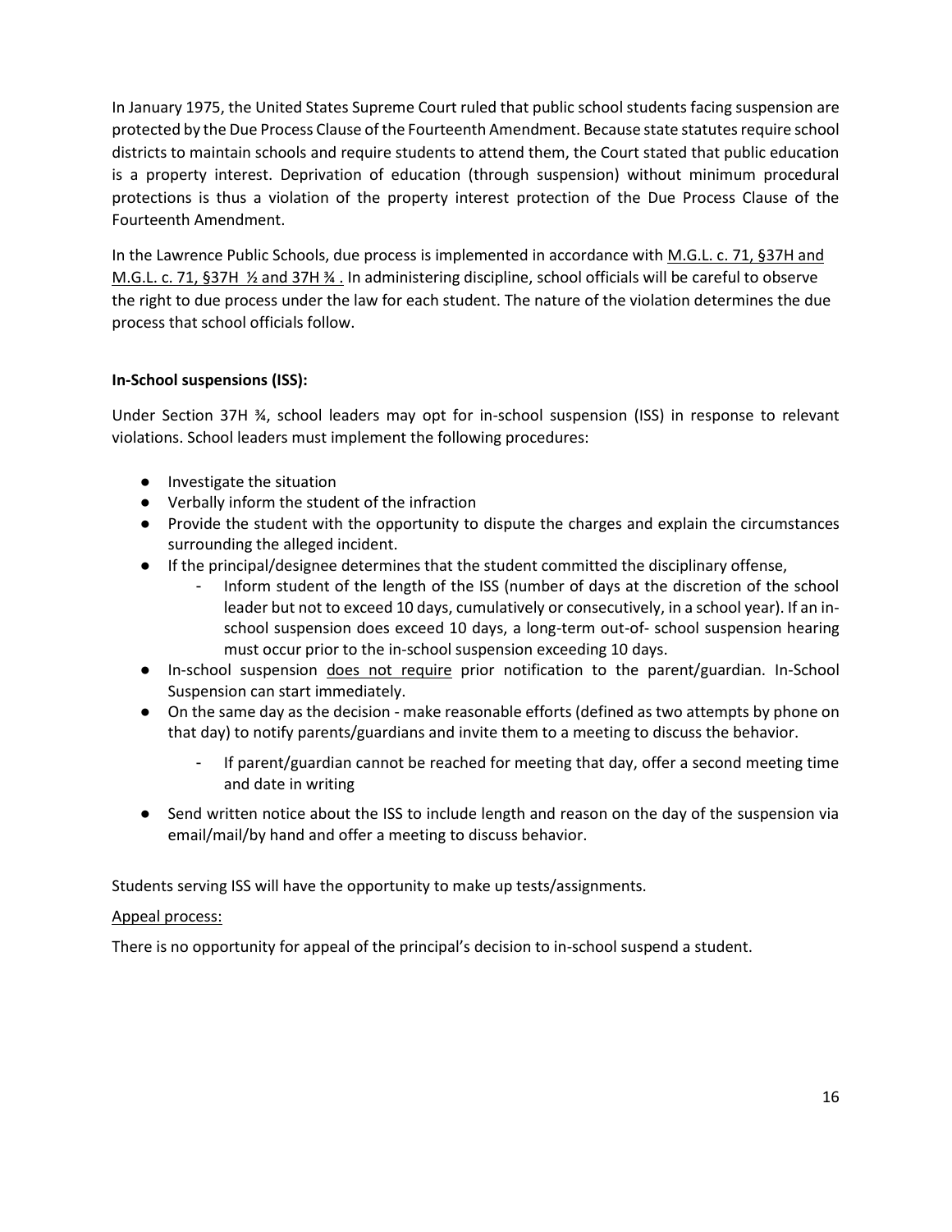In January 1975, the United States Supreme Court ruled that public school students facing suspension are protected by the Due Process Clause of the Fourteenth Amendment. Because state statutes require school districts to maintain schools and require students to attend them, the Court stated that public education is a property interest. Deprivation of education (through suspension) without minimum procedural protections is thus a violation of the property interest protection of the Due Process Clause of the Fourteenth Amendment.

In the Lawrence Public Schools, due process is implemented in accordance with M.G.L. c. 71, §37H and M.G.L. c. 71, §37H ½ and 37H ¾ . In administering discipline, school officials will be careful to observe the right to due process under the law for each student. The nature of the violation determines the due process that school officials follow.

**In-School suspensions (ISS):**

Under Section 37H ¾, school leaders may opt for in-school suspension (ISS) in response to relevant violations. School leaders must implement the following procedures:

- Investigate the situation
- Verbally inform the student of the infraction
- Provide the student with the opportunity to dispute the charges and explain the circumstances surrounding the alleged incident.
- If the principal/designee determines that the student committed the disciplinary offense,
    - Inform student of the length of the ISS (number of days at the discretion of the school leader but not to exceed 10 days, cumulatively or consecutively, in a school year). If an in-school suspension does exceed 10 days, a long-term out-of- school suspension hearing must occur prior to the in-school suspension exceeding 10 days.
- In-school suspension does not require prior notification to the parent/guardian. In-School Suspension can start immediately.
- On the same day as the decision - make reasonable efforts (defined as two attempts by phone on that day) to notify parents/guardians and invite them to a meeting to discuss the behavior.
    - If parent/guardian cannot be reached for meeting that day, offer a second meeting time and date in writing
- Send written notice about the ISS to include length and reason on the day of the suspension via email/mail/by hand and offer a meeting to discuss behavior.

Students serving ISS will have the opportunity to make up tests/assignments.

Appeal process:

There is no opportunity for appeal of the principal's decision to in-school suspend a student.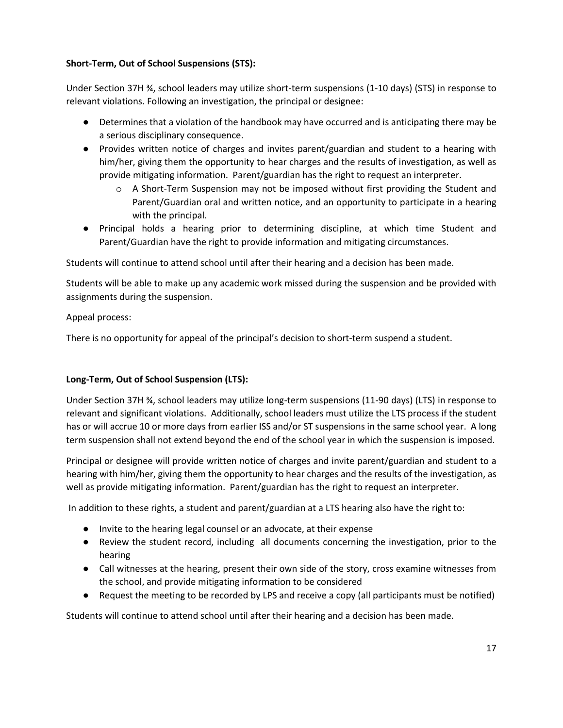**Short-Term, Out of School Suspensions (STS):**

Under Section 37H ¾, school leaders may utilize short-term suspensions (1-10 days) (STS) in response to relevant violations. Following an investigation, the principal or designee:

- Determines that a violation of the handbook may have occurred and is anticipating there may be a serious disciplinary consequence.
- Provides written notice of charges and invites parent/guardian and student to a hearing with him/her, giving them the opportunity to hear charges and the results of investigation, as well as provide mitigating information. Parent/guardian has the right to request an interpreter.
  - A Short-Term Suspension may not be imposed without first providing the Student and Parent/Guardian oral and written notice, and an opportunity to participate in a hearing with the principal.
- Principal holds a hearing prior to determining discipline, at which time Student and Parent/Guardian have the right to provide information and mitigating circumstances.

Students will continue to attend school until after their hearing and a decision has been made.

Students will be able to make up any academic work missed during the suspension and be provided with assignments during the suspension.

<u>Appeal process:</u>

There is no opportunity for appeal of the principal's decision to short-term suspend a student.

**Long-Term, Out of School Suspension (LTS):**

Under Section 37H ¾, school leaders may utilize long-term suspensions (11-90 days) (LTS) in response to relevant and significant violations. Additionally, school leaders must utilize the LTS process if the student has or will accrue 10 or more days from earlier ISS and/or ST suspensions in the same school year. A long term suspension shall not extend beyond the end of the school year in which the suspension is imposed.

Principal or designee will provide written notice of charges and invite parent/guardian and student to a hearing with him/her, giving them the opportunity to hear charges and the results of the investigation, as well as provide mitigating information. Parent/guardian has the right to request an interpreter.

In addition to these rights, a student and parent/guardian at a LTS hearing also have the right to:

- Invite to the hearing legal counsel or an advocate, at their expense
- Review the student record, including all documents concerning the investigation, prior to the hearing
- Call witnesses at the hearing, present their own side of the story, cross examine witnesses from the school, and provide mitigating information to be considered
- Request the meeting to be recorded by LPS and receive a copy (all participants must be notified)

Students will continue to attend school until after their hearing and a decision has been made.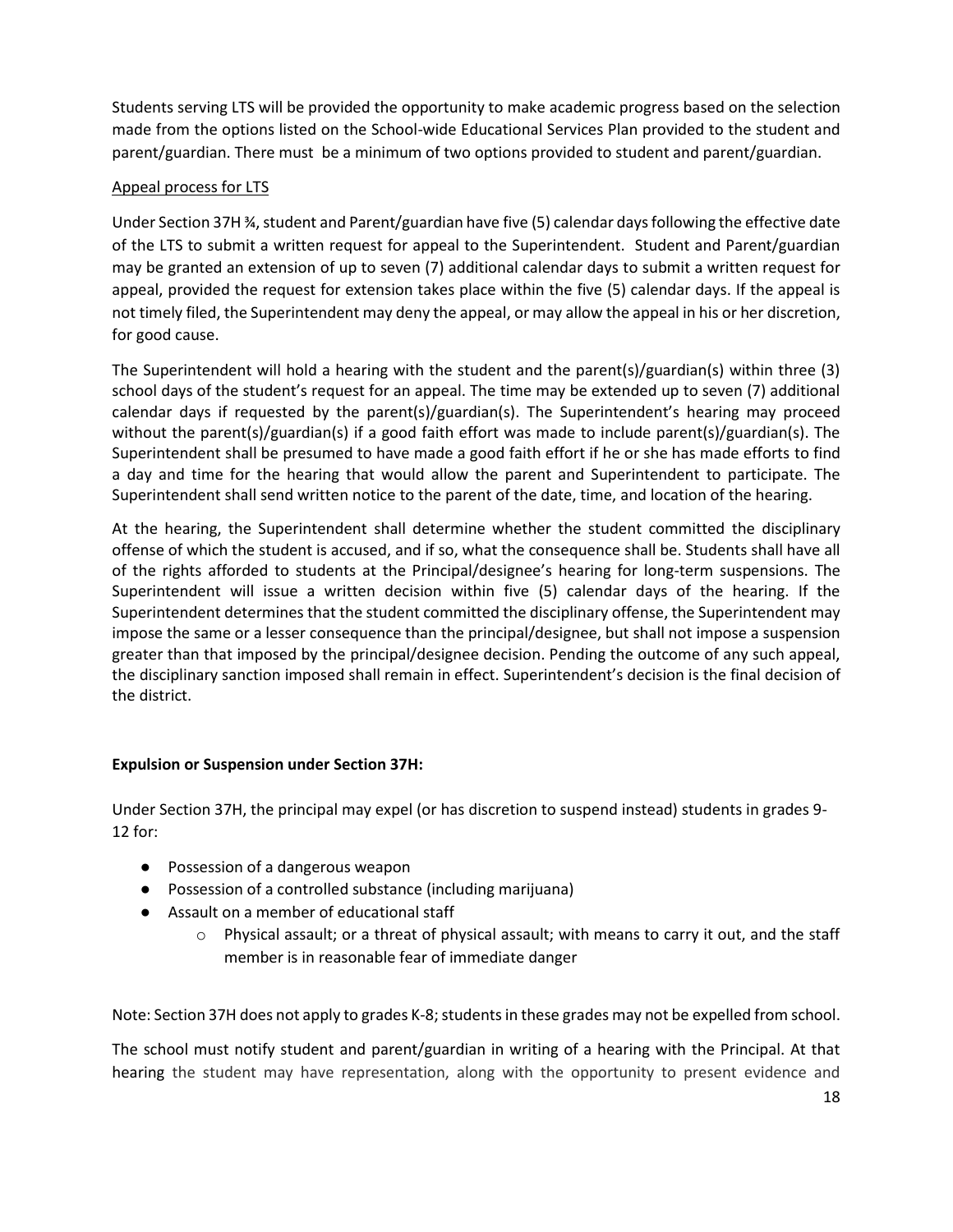Students serving LTS will be provided the opportunity to make academic progress based on the selection made from the options listed on the School-wide Educational Services Plan provided to the student and parent/guardian. There must be a minimum of two options provided to student and parent/guardian.

<u>Appeal process for LTS</u>

Under Section 37H ¾, student and Parent/guardian have five (5) calendar days following the effective date of the LTS to submit a written request for appeal to the Superintendent. Student and Parent/guardian may be granted an extension of up to seven (7) additional calendar days to submit a written request for appeal, provided the request for extension takes place within the five (5) calendar days. If the appeal is not timely filed, the Superintendent may deny the appeal, or may allow the appeal in his or her discretion, for good cause.

The Superintendent will hold a hearing with the student and the parent(s)/guardian(s) within three (3) school days of the student's request for an appeal. The time may be extended up to seven (7) additional calendar days if requested by the parent(s)/guardian(s). The Superintendent's hearing may proceed without the parent(s)/guardian(s) if a good faith effort was made to include parent(s)/guardian(s). The Superintendent shall be presumed to have made a good faith effort if he or she has made efforts to find a day and time for the hearing that would allow the parent and Superintendent to participate. The Superintendent shall send written notice to the parent of the date, time, and location of the hearing.

At the hearing, the Superintendent shall determine whether the student committed the disciplinary offense of which the student is accused, and if so, what the consequence shall be. Students shall have all of the rights afforded to students at the Principal/designee's hearing for long-term suspensions. The Superintendent will issue a written decision within five (5) calendar days of the hearing. If the Superintendent determines that the student committed the disciplinary offense, the Superintendent may impose the same or a lesser consequence than the principal/designee, but shall not impose a suspension greater than that imposed by the principal/designee decision. Pending the outcome of any such appeal, the disciplinary sanction imposed shall remain in effect. Superintendent's decision is the final decision of the district.

**Expulsion or Suspension under Section 37H:**

Under Section 37H, the principal may expel (or has discretion to suspend instead) students in grades 9-12 for:

- Possession of a dangerous weapon
- Possession of a controlled substance (including marijuana)
- Assault on a member of educational staff
    - Physical assault; or a threat of physical assault; with means to carry it out, and the staff member is in reasonable fear of immediate danger

Note: Section 37H does not apply to grades K-8; students in these grades may not be expelled from school.

The school must notify student and parent/guardian in writing of a hearing with the Principal. At that hearing the student may have representation, along with the opportunity to present evidence and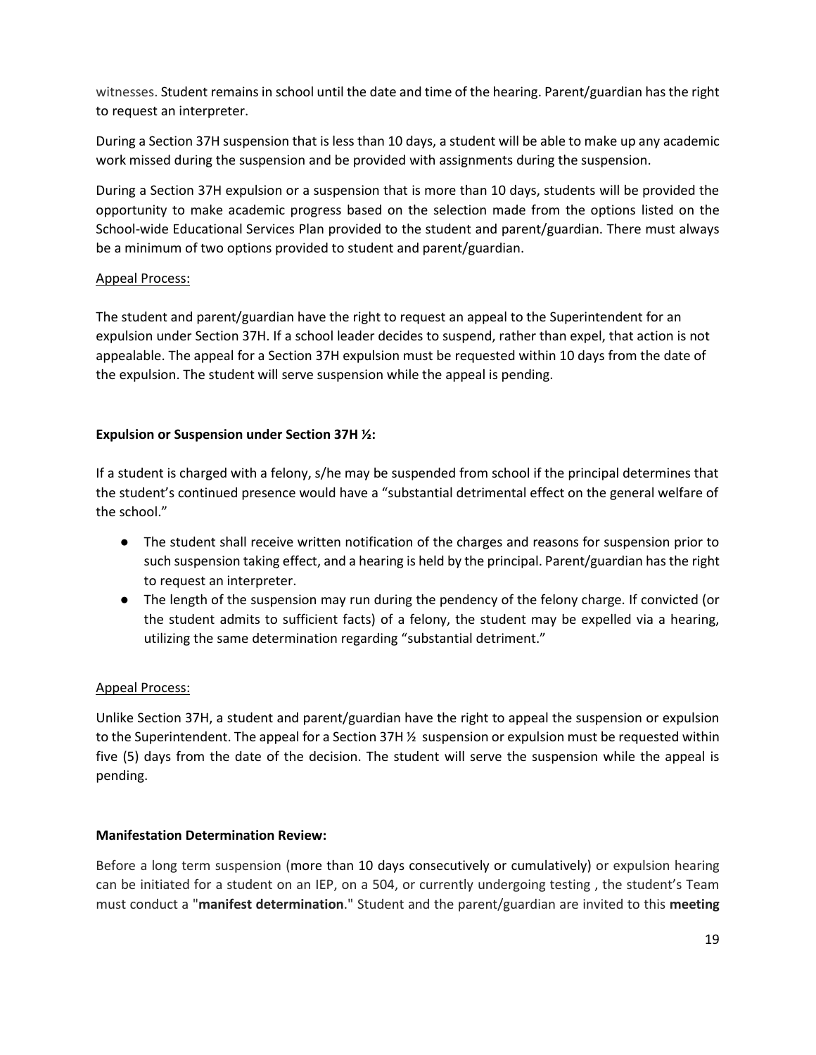witnesses. Student remains in school until the date and time of the hearing. Parent/guardian has the right to request an interpreter.

During a Section 37H suspension that is less than 10 days, a student will be able to make up any academic work missed during the suspension and be provided with assignments during the suspension.

During a Section 37H expulsion or a suspension that is more than 10 days, students will be provided the opportunity to make academic progress based on the selection made from the options listed on the School-wide Educational Services Plan provided to the student and parent/guardian. There must always be a minimum of two options provided to student and parent/guardian.

<u>Appeal Process:</u>

The student and parent/guardian have the right to request an appeal to the Superintendent for an expulsion under Section 37H. If a school leader decides to suspend, rather than expel, that action is not appealable. The appeal for a Section 37H expulsion must be requested within 10 days from the date of the expulsion. The student will serve suspension while the appeal is pending.

**Expulsion or Suspension under Section 37H ½:**

If a student is charged with a felony, s/he may be suspended from school if the principal determines that the student's continued presence would have a "substantial detrimental effect on the general welfare of the school."

- The student shall receive written notification of the charges and reasons for suspension prior to such suspension taking effect, and a hearing is held by the principal. Parent/guardian has the right to request an interpreter.
- The length of the suspension may run during the pendency of the felony charge. If convicted (or the student admits to sufficient facts) of a felony, the student may be expelled via a hearing, utilizing the same determination regarding "substantial detriment."

<u>Appeal Process:</u>

Unlike Section 37H, a student and parent/guardian have the right to appeal the suspension or expulsion to the Superintendent. The appeal for a Section 37H ½ suspension or expulsion must be requested within five (5) days from the date of the decision. The student will serve the suspension while the appeal is pending.

**Manifestation Determination Review:**

Before a long term suspension (more than 10 days consecutively or cumulatively) or expulsion hearing can be initiated for a student on an IEP, on a 504, or currently undergoing testing , the student's Team must conduct a "**manifest determination**." Student and the parent/guardian are invited to this **meeting**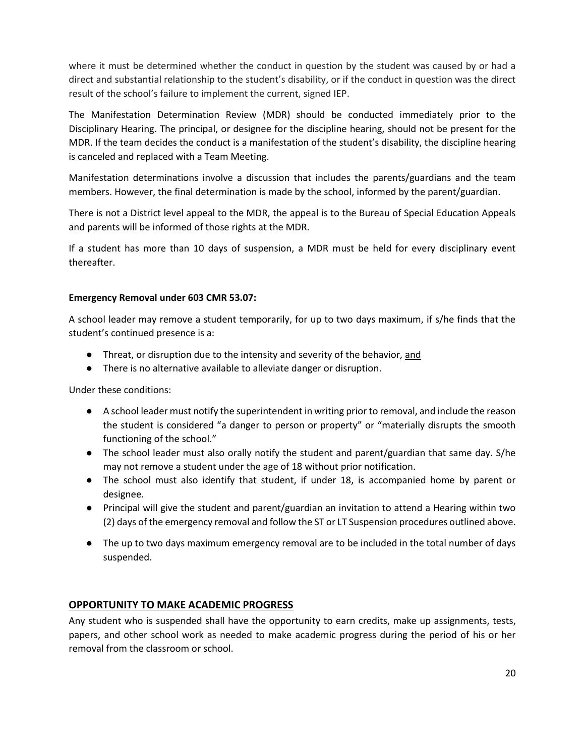where it must be determined whether the conduct in question by the student was caused by or had a direct and substantial relationship to the student's disability, or if the conduct in question was the direct result of the school's failure to implement the current, signed IEP.

The Manifestation Determination Review (MDR) should be conducted immediately prior to the Disciplinary Hearing. The principal, or designee for the discipline hearing, should not be present for the MDR. If the team decides the conduct is a manifestation of the student's disability, the discipline hearing is canceled and replaced with a Team Meeting.

Manifestation determinations involve a discussion that includes the parents/guardians and the team members. However, the final determination is made by the school, informed by the parent/guardian.

There is not a District level appeal to the MDR, the appeal is to the Bureau of Special Education Appeals and parents will be informed of those rights at the MDR.

If a student has more than 10 days of suspension, a MDR must be held for every disciplinary event thereafter.

**Emergency Removal under 603 CMR 53.07:**

A school leader may remove a student temporarily, for up to two days maximum, if s/he finds that the student's continued presence is a:

- Threat, or disruption due to the intensity and severity of the behavior, <u>and</u>
- There is no alternative available to alleviate danger or disruption.

Under these conditions:

- A school leader must notify the superintendent in writing prior to removal, and include the reason the student is considered "a danger to person or property" or "materially disrupts the smooth functioning of the school."
- The school leader must also orally notify the student and parent/guardian that same day. S/he may not remove a student under the age of 18 without prior notification.
- The school must also identify that student, if under 18, is accompanied home by parent or designee.
- Principal will give the student and parent/guardian an invitation to attend a Hearing within two (2) days of the emergency removal and follow the ST or LT Suspension procedures outlined above.
- The up to two days maximum emergency removal are to be included in the total number of days suspended.

## OPPORTUNITY TO MAKE ACADEMIC PROGRESS

Any student who is suspended shall have the opportunity to earn credits, make up assignments, tests, papers, and other school work as needed to make academic progress during the period of his or her removal from the classroom or school.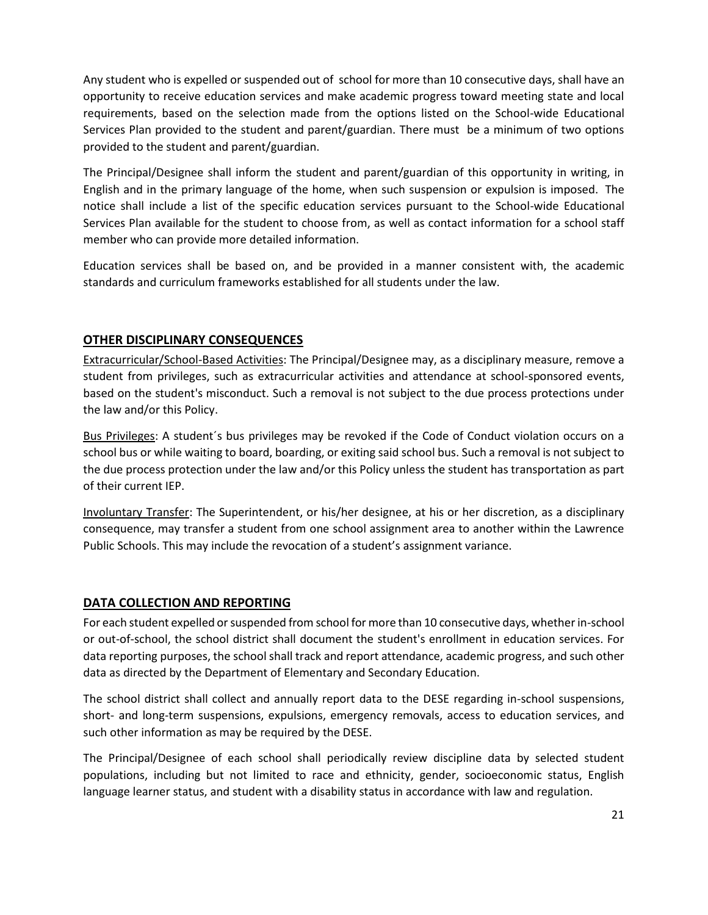Any student who is expelled or suspended out of school for more than 10 consecutive days, shall have an opportunity to receive education services and make academic progress toward meeting state and local requirements, based on the selection made from the options listed on the School-wide Educational Services Plan provided to the student and parent/guardian. There must be a minimum of two options provided to the student and parent/guardian.

The Principal/Designee shall inform the student and parent/guardian of this opportunity in writing, in English and in the primary language of the home, when such suspension or expulsion is imposed. The notice shall include a list of the specific education services pursuant to the School-wide Educational Services Plan available for the student to choose from, as well as contact information for a school staff member who can provide more detailed information.

Education services shall be based on, and be provided in a manner consistent with, the academic standards and curriculum frameworks established for all students under the law.

## OTHER DISCIPLINARY CONSEQUENCES

Extracurricular/School-Based Activities: The Principal/Designee may, as a disciplinary measure, remove a student from privileges, such as extracurricular activities and attendance at school-sponsored events, based on the student's misconduct. Such a removal is not subject to the due process protections under the law and/or this Policy.

Bus Privileges: A student´s bus privileges may be revoked if the Code of Conduct violation occurs on a school bus or while waiting to board, boarding, or exiting said school bus. Such a removal is not subject to the due process protection under the law and/or this Policy unless the student has transportation as part of their current IEP.

Involuntary Transfer: The Superintendent, or his/her designee, at his or her discretion, as a disciplinary consequence, may transfer a student from one school assignment area to another within the Lawrence Public Schools. This may include the revocation of a student's assignment variance.

## DATA COLLECTION AND REPORTING

For each student expelled or suspended from school for more than 10 consecutive days, whether in-school or out-of-school, the school district shall document the student's enrollment in education services. For data reporting purposes, the school shall track and report attendance, academic progress, and such other data as directed by the Department of Elementary and Secondary Education.

The school district shall collect and annually report data to the DESE regarding in-school suspensions, short- and long-term suspensions, expulsions, emergency removals, access to education services, and such other information as may be required by the DESE.

The Principal/Designee of each school shall periodically review discipline data by selected student populations, including but not limited to race and ethnicity, gender, socioeconomic status, English language learner status, and student with a disability status in accordance with law and regulation.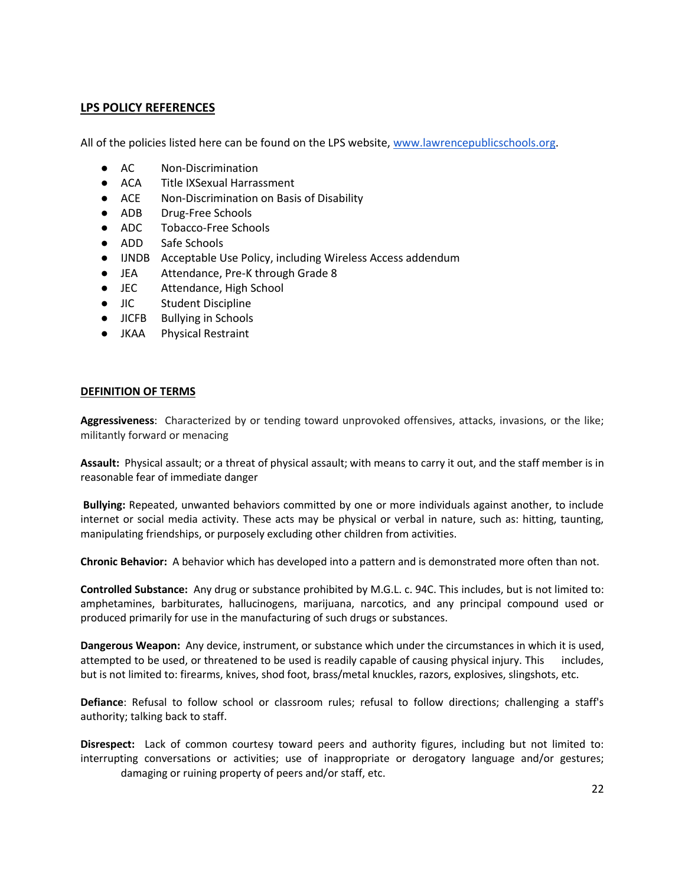## LPS POLICY REFERENCES

All of the policies listed here can be found on the LPS website, [www.lawrencepublicschools.org](www.lawrencepublicschools.org).

- AC Non-Discrimination
- ACA Title IXSexual Harrassment
- ACE Non-Discrimination on Basis of Disability
- ADB Drug-Free Schools
- ADC Tobacco-Free Schools
- ADD Safe Schools
- IJNDB Acceptable Use Policy, including Wireless Access addendum
- JEA Attendance, Pre-K through Grade 8
- JEC Attendance, High School
- JIC Student Discipline
- JICFB Bullying in Schools
- JKAA Physical Restraint

## DEFINITION OF TERMS

**Aggressiveness**: Characterized by or tending toward unprovoked offensives, attacks, invasions, or the like; militantly forward or menacing

**Assault:** Physical assault; or a threat of physical assault; with means to carry it out, and the staff member is in reasonable fear of immediate danger

**Bullying:** Repeated, unwanted behaviors committed by one or more individuals against another, to include internet or social media activity. These acts may be physical or verbal in nature, such as: hitting, taunting, manipulating friendships, or purposely excluding other children from activities.

**Chronic Behavior:** A behavior which has developed into a pattern and is demonstrated more often than not.

**Controlled Substance:** Any drug or substance prohibited by M.G.L. c. 94C. This includes, but is not limited to: amphetamines, barbiturates, hallucinogens, marijuana, narcotics, and any principal compound used or produced primarily for use in the manufacturing of such drugs or substances.

**Dangerous Weapon:** Any device, instrument, or substance which under the circumstances in which it is used, attempted to be used, or threatened to be used is readily capable of causing physical injury. This includes, but is not limited to: firearms, knives, shod foot, brass/metal knuckles, razors, explosives, slingshots, etc.

**Defiance**: Refusal to follow school or classroom rules; refusal to follow directions; challenging a staff's authority; talking back to staff.

**Disrespect:** Lack of common courtesy toward peers and authority figures, including but not limited to: interrupting conversations or activities; use of inappropriate or derogatory language and/or gestures; damaging or ruining property of peers and/or staff, etc.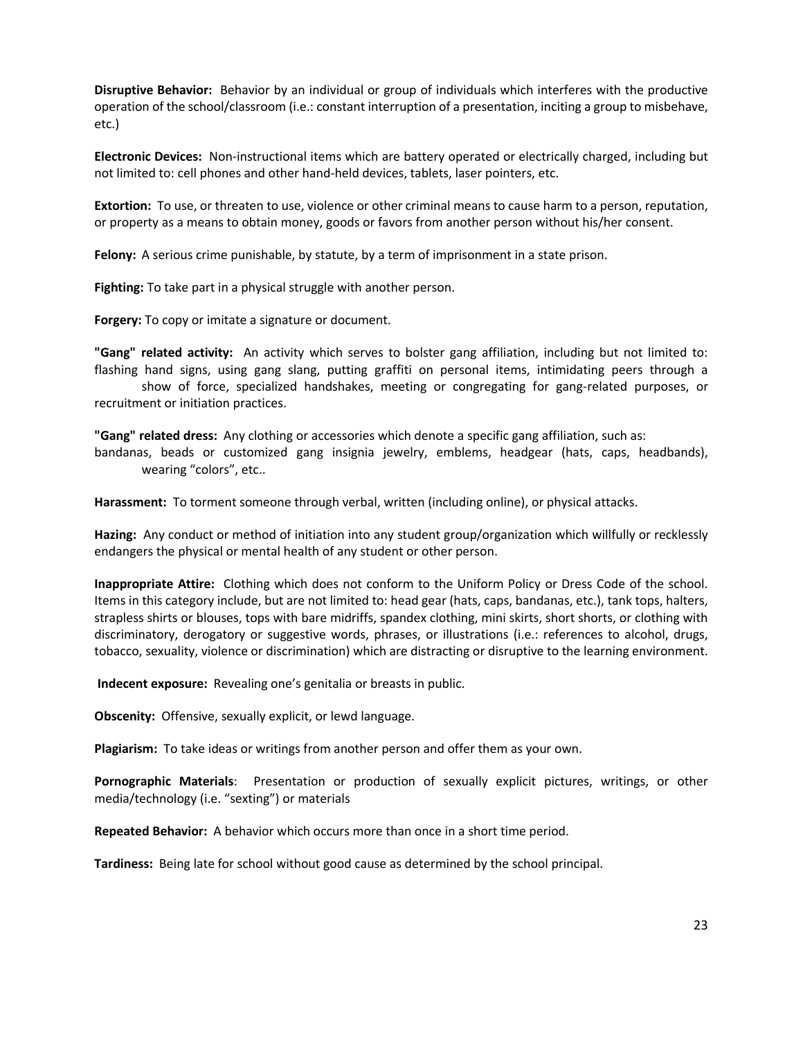**Disruptive Behavior:** Behavior by an individual or group of individuals which interferes with the productive operation of the school/classroom (i.e.: constant interruption of a presentation, inciting a group to misbehave, etc.)

**Electronic Devices:** Non-instructional items which are battery operated or electrically charged, including but not limited to: cell phones and other hand-held devices, tablets, laser pointers, etc.

**Extortion:** To use, or threaten to use, violence or other criminal means to cause harm to a person, reputation, or property as a means to obtain money, goods or favors from another person without his/her consent.

**Felony:** A serious crime punishable, by statute, by a term of imprisonment in a state prison.

**Fighting:** To take part in a physical struggle with another person.

**Forgery:** To copy or imitate a signature or document.

**"Gang" related activity:** An activity which serves to bolster gang affiliation, including but not limited to: flashing hand signs, using gang slang, putting graffiti on personal items, intimidating peers through a show of force, specialized handshakes, meeting or congregating for gang-related purposes, or recruitment or initiation practices.

**"Gang" related dress:** Any clothing or accessories which denote a specific gang affiliation, such as: bandanas, beads or customized gang insignia jewelry, emblems, headgear (hats, caps, headbands), wearing "colors", etc..

**Harassment:** To torment someone through verbal, written (including online), or physical attacks.

**Hazing:** Any conduct or method of initiation into any student group/organization which willfully or recklessly endangers the physical or mental health of any student or other person.

**Inappropriate Attire:** Clothing which does not conform to the Uniform Policy or Dress Code of the school. Items in this category include, but are not limited to: head gear (hats, caps, bandanas, etc.), tank tops, halters, strapless shirts or blouses, tops with bare midriffs, spandex clothing, mini skirts, short shorts, or clothing with discriminatory, derogatory or suggestive words, phrases, or illustrations (i.e.: references to alcohol, drugs, tobacco, sexuality, violence or discrimination) which are distracting or disruptive to the learning environment.

**Indecent exposure:** Revealing one's genitalia or breasts in public.

**Obscenity:** Offensive, sexually explicit, or lewd language.

**Plagiarism:** To take ideas or writings from another person and offer them as your own.

**Pornographic Materials**: Presentation or production of sexually explicit pictures, writings, or other media/technology (i.e. "sexting") or materials

**Repeated Behavior:** A behavior which occurs more than once in a short time period.

**Tardiness:** Being late for school without good cause as determined by the school principal.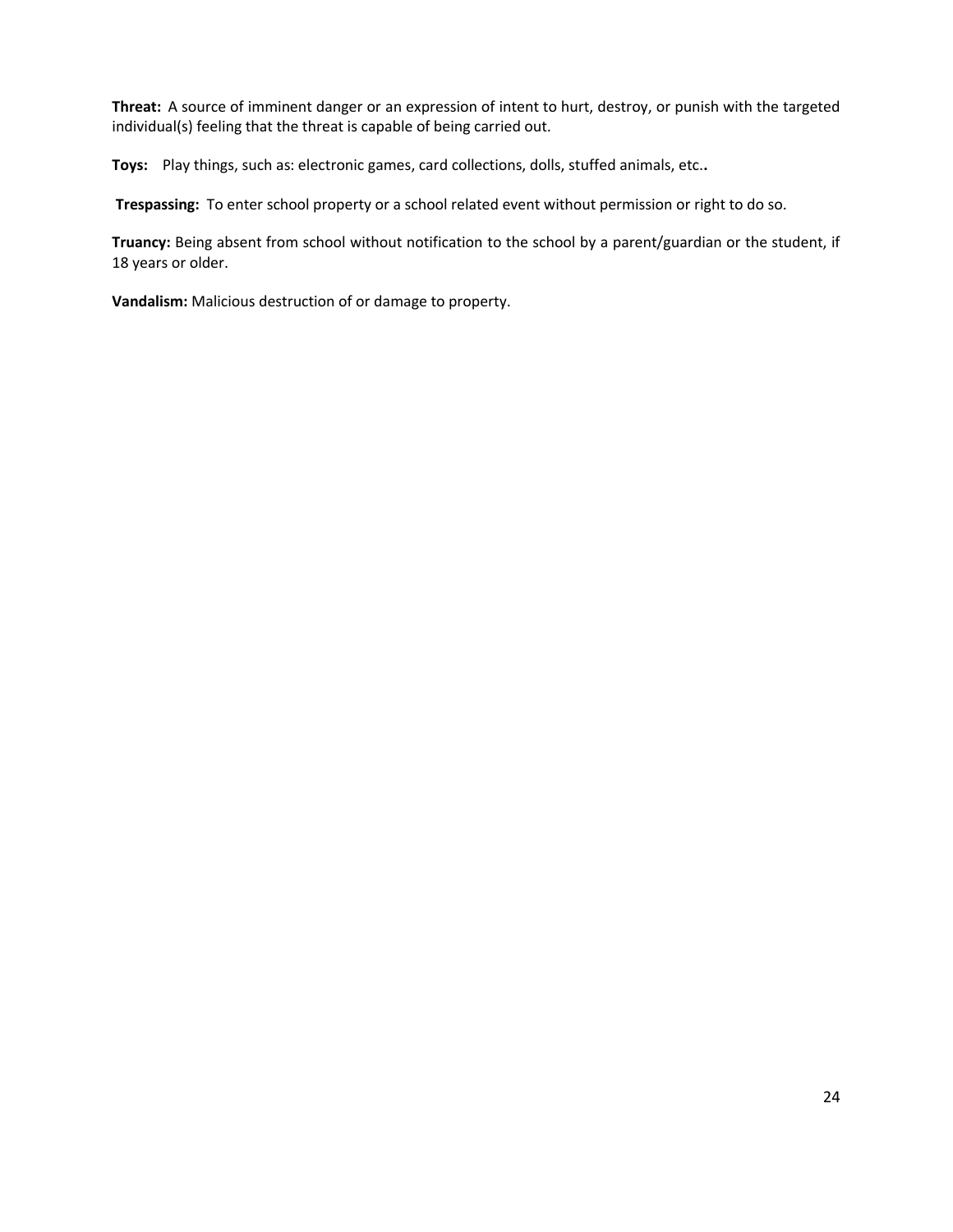**Threat:** A source of imminent danger or an expression of intent to hurt, destroy, or punish with the targeted individual(s) feeling that the threat is capable of being carried out.

**Toys:** Play things, such as: electronic games, card collections, dolls, stuffed animals, etc.**.**

**Trespassing:** To enter school property or a school related event without permission or right to do so.

**Truancy:** Being absent from school without notification to the school by a parent/guardian or the student, if 18 years or older.

**Vandalism:** Malicious destruction of or damage to property.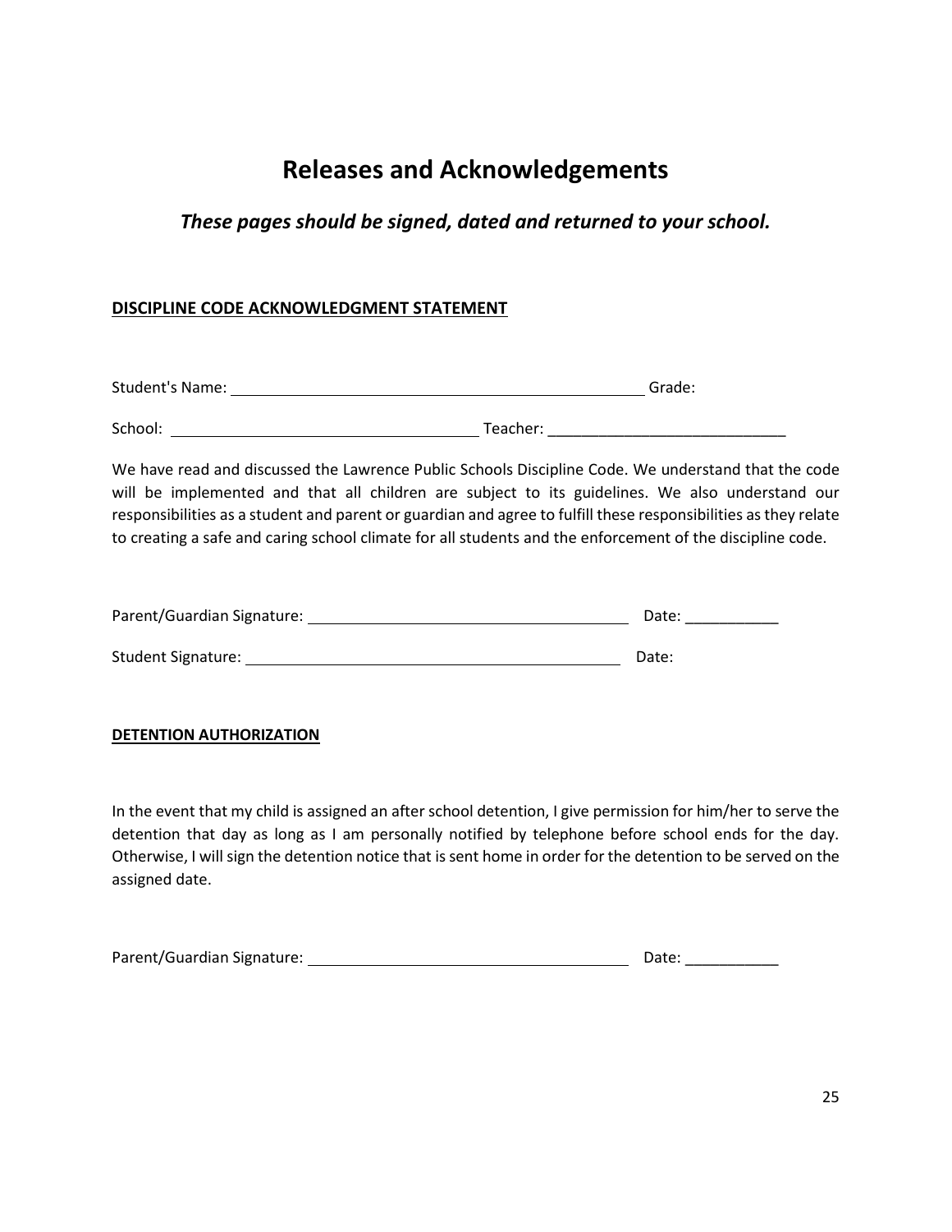# Releases and Acknowledgements

## *These pages should be signed, dated and returned to your school.*

**DISCIPLINE CODE ACKNOWLEDGMENT STATEMENT**

Student's Name: ________________________________________ Grade:

School: ______________________________ Teacher: ____________________________

We have read and discussed the Lawrence Public Schools Discipline Code. We understand that the code will be implemented and that all children are subject to its guidelines. We also understand our responsibilities as a student and parent or guardian and agree to fulfill these responsibilities as they relate to creating a safe and caring school climate for all students and the enforcement of the discipline code.

Parent/Guardian Signature: ________________________________ Date: ___________

Student Signature: ______________________________________ Date:

**DETENTION AUTHORIZATION**

In the event that my child is assigned an after school detention, I give permission for him/her to serve the detention that day as long as I am personally notified by telephone before school ends for the day. Otherwise, I will sign the detention notice that is sent home in order for the detention to be served on the assigned date.

Parent/Guardian Signature: ________________________________ Date: ___________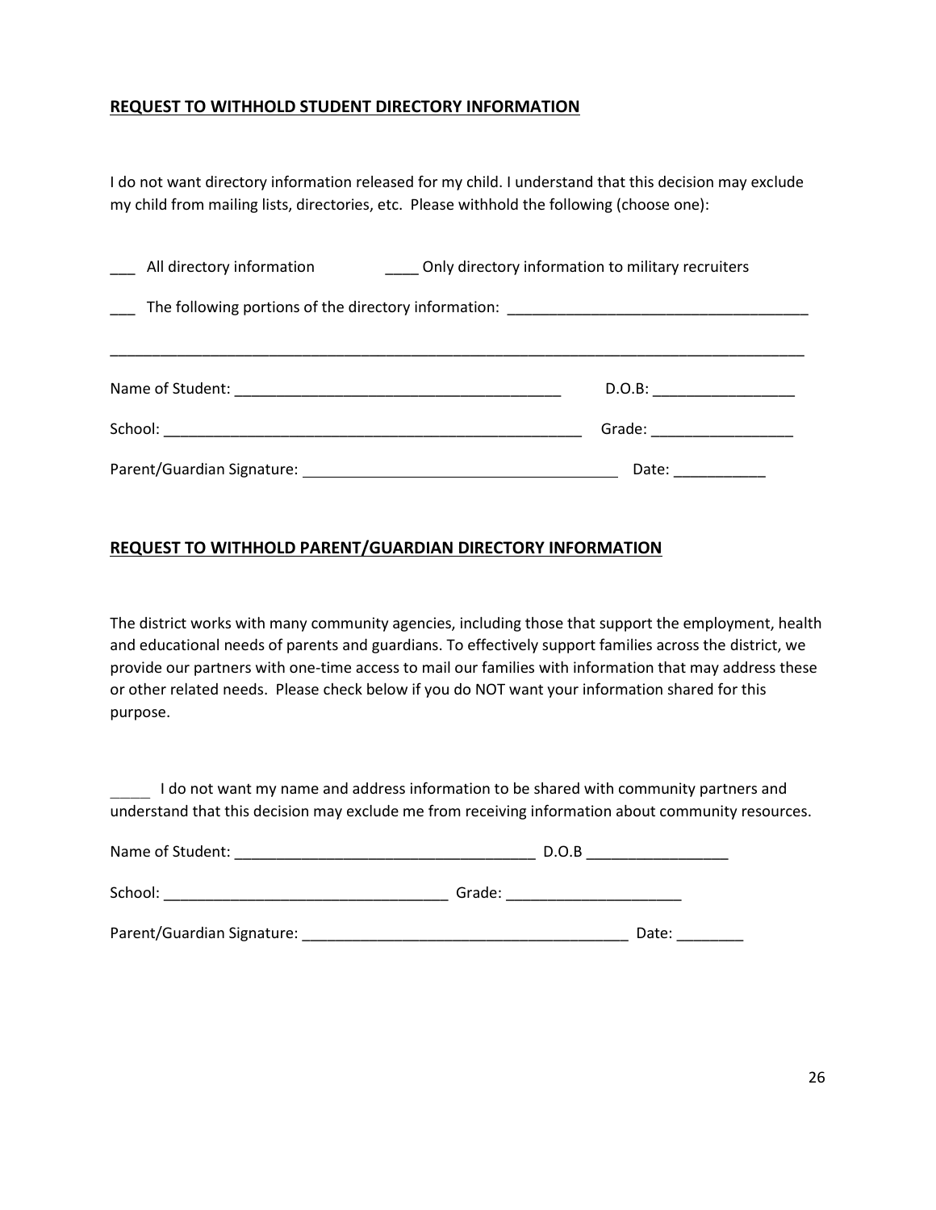## REQUEST TO WITHHOLD STUDENT DIRECTORY INFORMATION

I do not want directory information released for my child. I understand that this decision may exclude my child from mailing lists, directories, etc. Please withhold the following (choose one):

___ All directory information ____ Only directory information to military recruiters

___ The following portions of the directory information: ___________________________________

_____________________________________________________________________________________

Name of Student: ________________________________________ D.O.B: _________________

School: ____________________________________________________ Grade: _________________

Parent/Guardian Signature: ______________________________________ Date: ___________

## REQUEST TO WITHHOLD PARENT/GUARDIAN DIRECTORY INFORMATION

The district works with many community agencies, including those that support the employment, health and educational needs of parents and guardians. To effectively support families across the district, we provide our partners with one-time access to mail our families with information that may address these or other related needs. Please check below if you do NOT want your information shared for this purpose.

_____ I do not want my name and address information to be shared with community partners and understand that this decision may exclude me from receiving information about community resources.

Name of Student: ____________________________________ D.O.B _________________

School: __________________________________ Grade: _____________________

Parent/Guardian Signature: ________________________________________ Date: ________